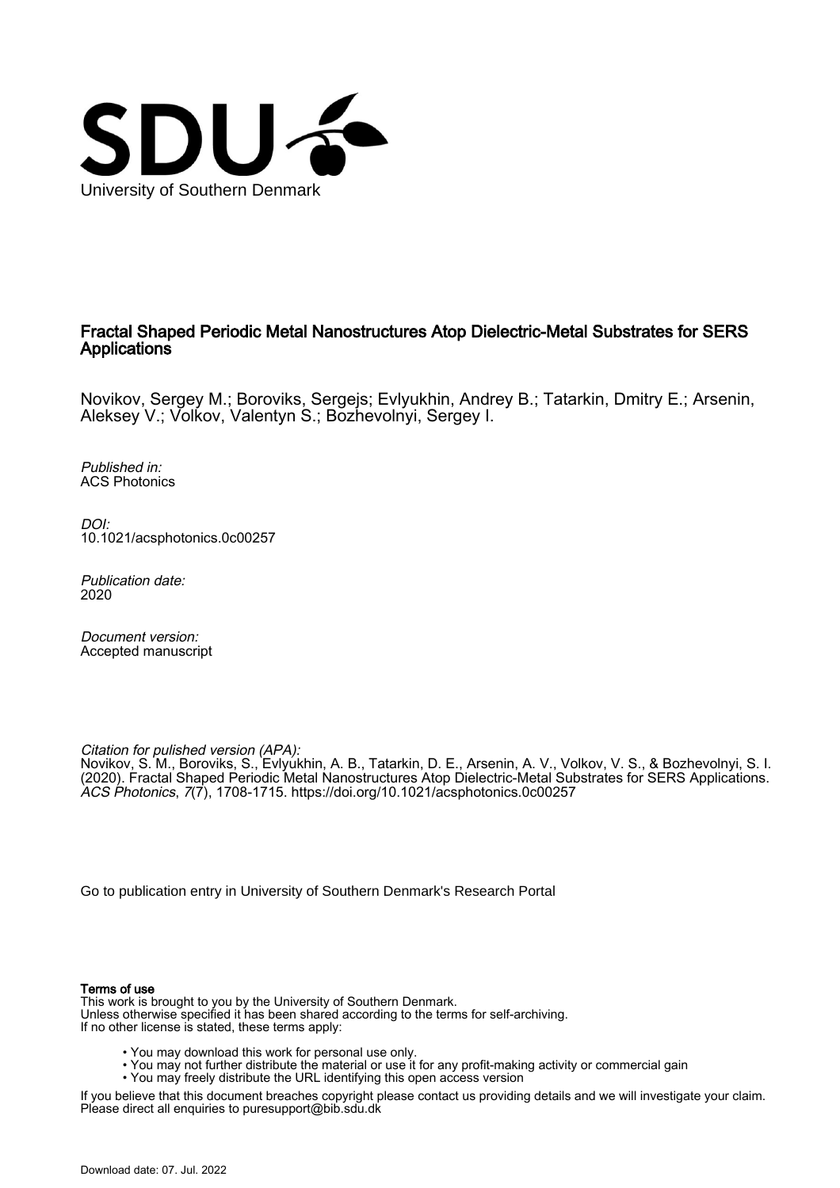University of Southern Denmark

# Fractal Shaped Periodic Metal Nanostructures Atop Dielectric-Metal Substrates for SERS Applications

Novikov, Sergey M.; Boroviks, Sergejs; Evlyukhin, Andrey B.; Tatarkin, Dmitry E.; Arsenin, Aleksey V.; Volkov, Valentyn S.; Bozhevolnyi, Sergey I.

*Published in:*
ACS Photonics

*DOI:*
10.1021/acsphotonics.0c00257

*Publication date:*
2020

*Document version:*
Accepted manuscript

*Citation for pulished version (APA):*
Novikov, S. M., Boroviks, S., Evlyukhin, A. B., Tatarkin, D. E., Arsenin, A. V., Volkov, V. S., & Bozhevolnyi, S. I. (2020). Fractal Shaped Periodic Metal Nanostructures Atop Dielectric-Metal Substrates for SERS Applications. *ACS Photonics*, *7*(7), 1708-1715. https://doi.org/10.1021/acsphotonics.0c00257

Go to publication entry in University of Southern Denmark's Research Portal

**Terms of use**
This work is brought to you by the University of Southern Denmark.
Unless otherwise specified it has been shared according to the terms for self-archiving.
If no other license is stated, these terms apply:

- You may download this work for personal use only.
- You may not further distribute the material or use it for any profit-making activity or commercial gain
- You may freely distribute the URL identifying this open access version

If you believe that this document breaches copyright please contact us providing details and we will investigate your claim.
Please direct all enquiries to puresupport@bib.sdu.dk

Download date: 07. Jul. 2022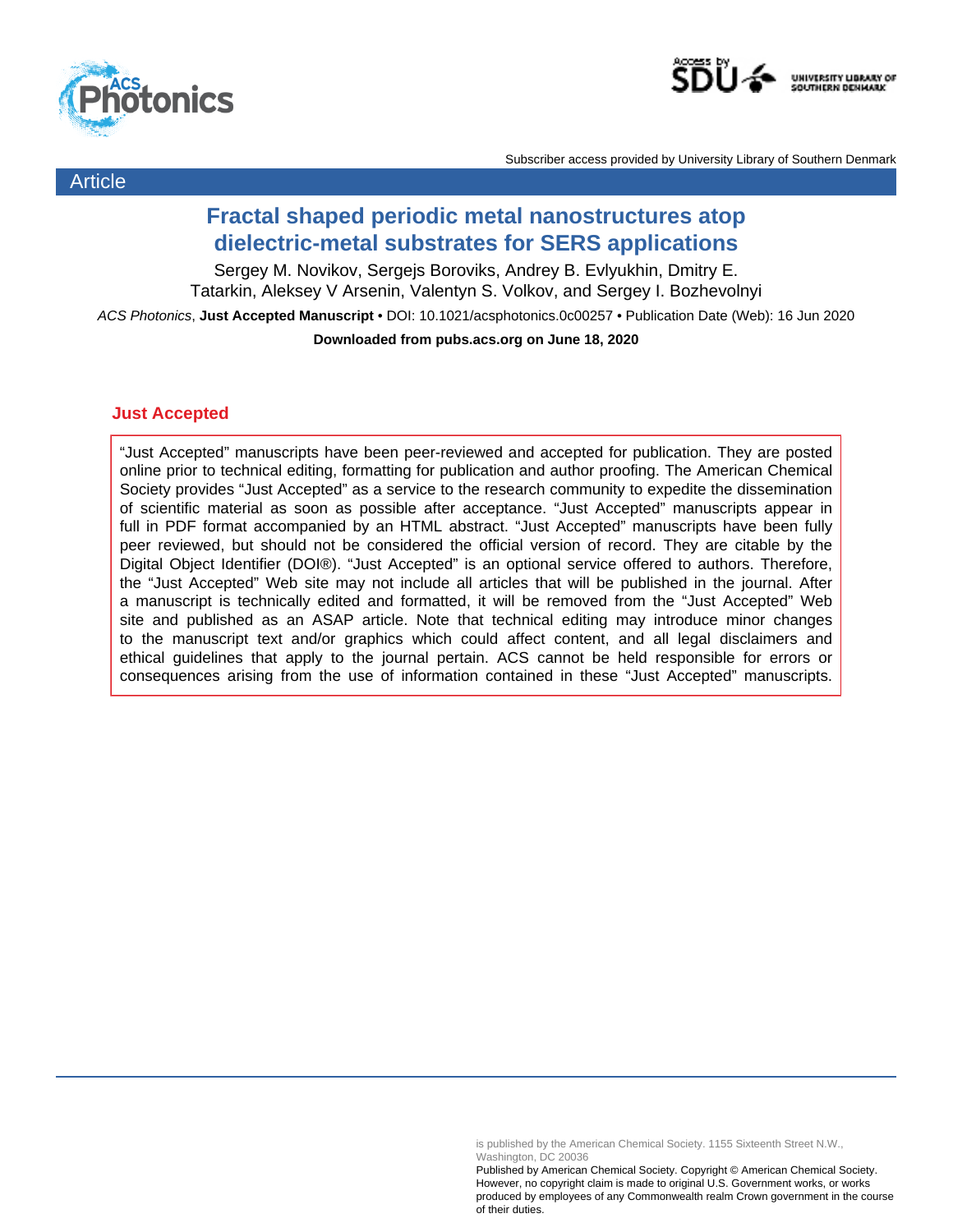Article

# Fractal shaped periodic metal nanostructures atop dielectric-metal substrates for SERS applications

Sergey M. Novikov, Sergejs Boroviks, Andrey B. Evlyukhin, Dmitry E. Tatarkin, Aleksey V Arsenin, Valentyn S. Volkov, and Sergey I. Bozhevolnyi

*ACS Photonics*, **Just Accepted Manuscript** • DOI: 10.1021/acsphotonics.0c00257 • Publication Date (Web): 16 Jun 2020

**Downloaded from pubs.acs.org on June 18, 2020**

## Just Accepted

"Just Accepted" manuscripts have been peer-reviewed and accepted for publication. They are posted online prior to technical editing, formatting for publication and author proofing. The American Chemical Society provides "Just Accepted" as a service to the research community to expedite the dissemination of scientific material as soon as possible after acceptance. "Just Accepted" manuscripts appear in full in PDF format accompanied by an HTML abstract. "Just Accepted" manuscripts have been fully peer reviewed, but should not be considered the official version of record. They are citable by the Digital Object Identifier (DOI®). "Just Accepted" is an optional service offered to authors. Therefore, the "Just Accepted" Web site may not include all articles that will be published in the journal. After a manuscript is technically edited and formatted, it will be removed from the "Just Accepted" Web site and published as an ASAP article. Note that technical editing may introduce minor changes to the manuscript text and/or graphics which could affect content, and all legal disclaimers and ethical guidelines that apply to the journal pertain. ACS cannot be held responsible for errors or consequences arising from the use of information contained in these "Just Accepted" manuscripts.

is published by the American Chemical Society. 1155 Sixteenth Street N.W., Washington, DC 20036
Published by American Chemical Society. Copyright © American Chemical Society. However, no copyright claim is made to original U.S. Government works, or works produced by employees of any Commonwealth realm Crown government in the course of their duties.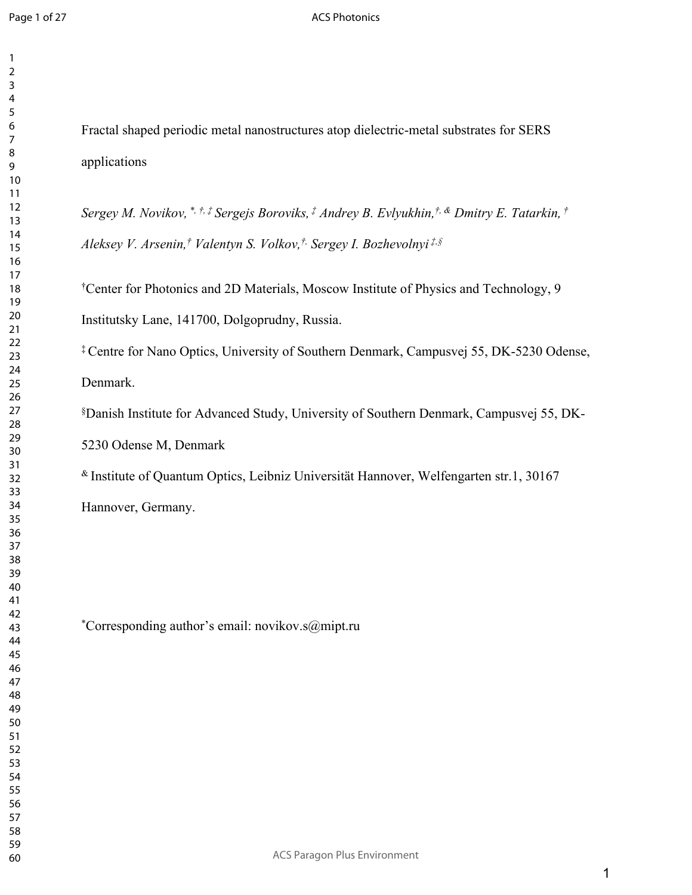Fractal shaped periodic metal nanostructures atop dielectric-metal substrates for SERS applications

*Sergey M. Novikov,* [*,†,‡] *Sergejs Boroviks,* [‡] *Andrey B. Evlyukhin,* [†,&] *Dmitry E. Tatarkin,* [†] *Aleksey V. Arsenin,* [†] *Valentyn S. Volkov,* [†,] *Sergey I. Bozhevolnyi* [‡,§]

[†]Center for Photonics and 2D Materials, Moscow Institute of Physics and Technology, 9 Institutsky Lane, 141700, Dolgoprudny, Russia.

[‡] Centre for Nano Optics, University of Southern Denmark, Campusvej 55, DK-5230 Odense, Denmark.

[§]Danish Institute for Advanced Study, University of Southern Denmark, Campusvej 55, DK-5230 Odense M, Denmark

[&] Institute of Quantum Optics, Leibniz Universität Hannover, Welfengarten str.1, 30167 Hannover, Germany.

[*]Corresponding author's email: novikov.s@mipt.ru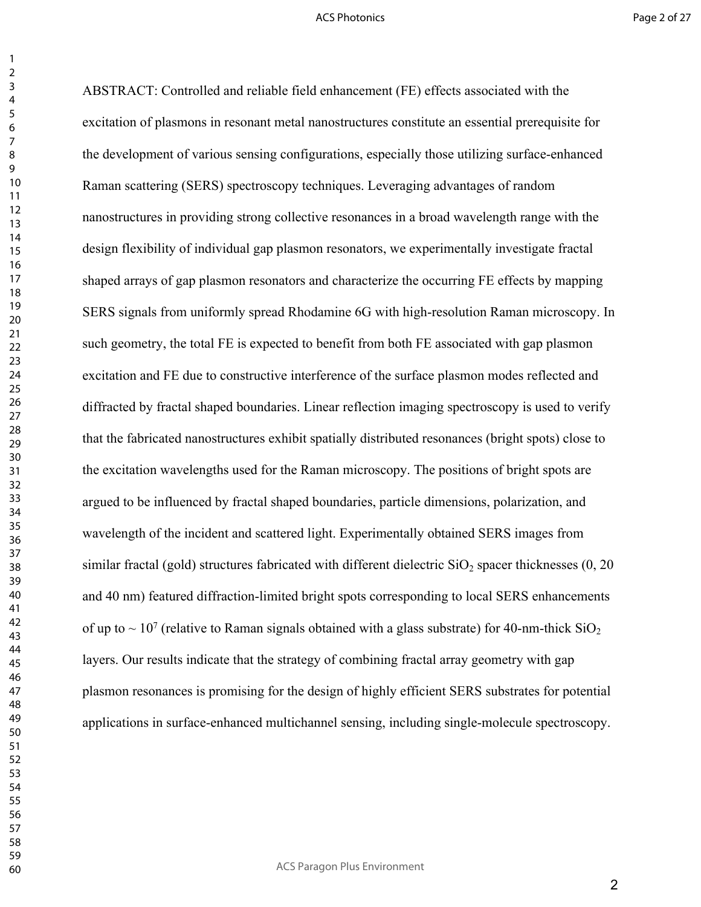ABSTRACT: Controlled and reliable field enhancement (FE) effects associated with the excitation of plasmons in resonant metal nanostructures constitute an essential prerequisite for the development of various sensing configurations, especially those utilizing surface-enhanced Raman scattering (SERS) spectroscopy techniques. Leveraging advantages of random nanostructures in providing strong collective resonances in a broad wavelength range with the design flexibility of individual gap plasmon resonators, we experimentally investigate fractal shaped arrays of gap plasmon resonators and characterize the occurring FE effects by mapping SERS signals from uniformly spread Rhodamine 6G with high-resolution Raman microscopy. In such geometry, the total FE is expected to benefit from both FE associated with gap plasmon excitation and FE due to constructive interference of the surface plasmon modes reflected and diffracted by fractal shaped boundaries. Linear reflection imaging spectroscopy is used to verify that the fabricated nanostructures exhibit spatially distributed resonances (bright spots) close to the excitation wavelengths used for the Raman microscopy. The positions of bright spots are argued to be influenced by fractal shaped boundaries, particle dimensions, polarization, and wavelength of the incident and scattered light. Experimentally obtained SERS images from similar fractal (gold) structures fabricated with different dielectric $SiO_2$ spacer thicknesses (0, 20 and 40 nm) featured diffraction-limited bright spots corresponding to local SERS enhancements of up to ~ $10^7$ (relative to Raman signals obtained with a glass substrate) for 40-nm-thick $SiO_2$ layers. Our results indicate that the strategy of combining fractal array geometry with gap plasmon resonances is promising for the design of highly efficient SERS substrates for potential applications in surface-enhanced multichannel sensing, including single-molecule spectroscopy.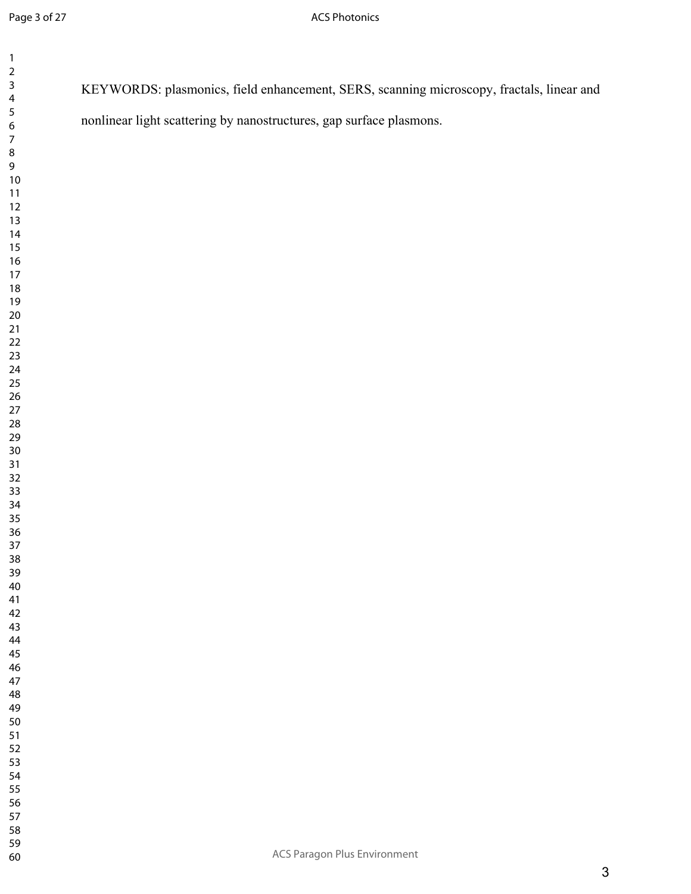KEYWORDS: plasmonics, field enhancement, SERS, scanning microscopy, fractals, linear and nonlinear light scattering by nanostructures, gap surface plasmons.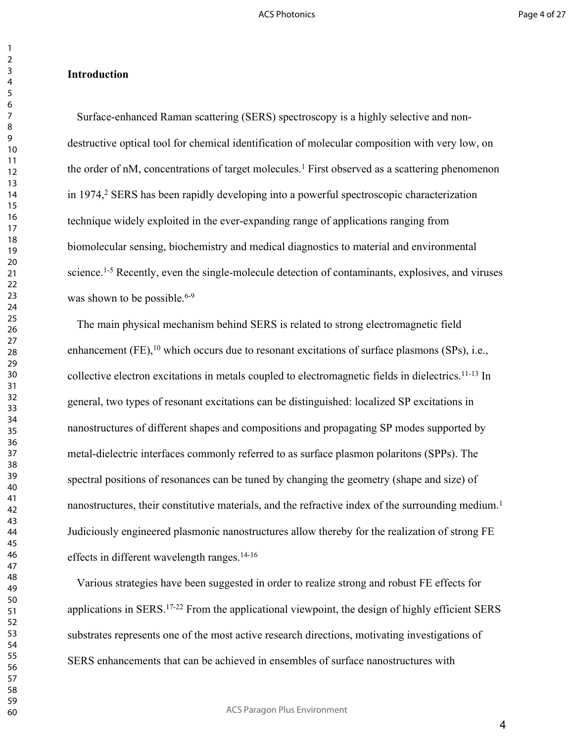## Introduction

Surface-enhanced Raman scattering (SERS) spectroscopy is a highly selective and non-destructive optical tool for chemical identification of molecular composition with very low, on the order of nM, concentrations of target molecules.[1] First observed as a scattering phenomenon in 1974,[2] SERS has been rapidly developing into a powerful spectroscopic characterization technique widely exploited in the ever-expanding range of applications ranging from biomolecular sensing, biochemistry and medical diagnostics to material and environmental science.[1-5] Recently, even the single-molecule detection of contaminants, explosives, and viruses was shown to be possible.[6-9]

The main physical mechanism behind SERS is related to strong electromagnetic field enhancement (FE),[10] which occurs due to resonant excitations of surface plasmons (SPs), i.e., collective electron excitations in metals coupled to electromagnetic fields in dielectrics.[11-13] In general, two types of resonant excitations can be distinguished: localized SP excitations in nanostructures of different shapes and compositions and propagating SP modes supported by metal-dielectric interfaces commonly referred to as surface plasmon polaritons (SPPs). The spectral positions of resonances can be tuned by changing the geometry (shape and size) of nanostructures, their constitutive materials, and the refractive index of the surrounding medium.[1] Judiciously engineered plasmonic nanostructures allow thereby for the realization of strong FE effects in different wavelength ranges.[14-16]

Various strategies have been suggested in order to realize strong and robust FE effects for applications in SERS.[17-22] From the applicational viewpoint, the design of highly efficient SERS substrates represents one of the most active research directions, motivating investigations of SERS enhancements that can be achieved in ensembles of surface nanostructures with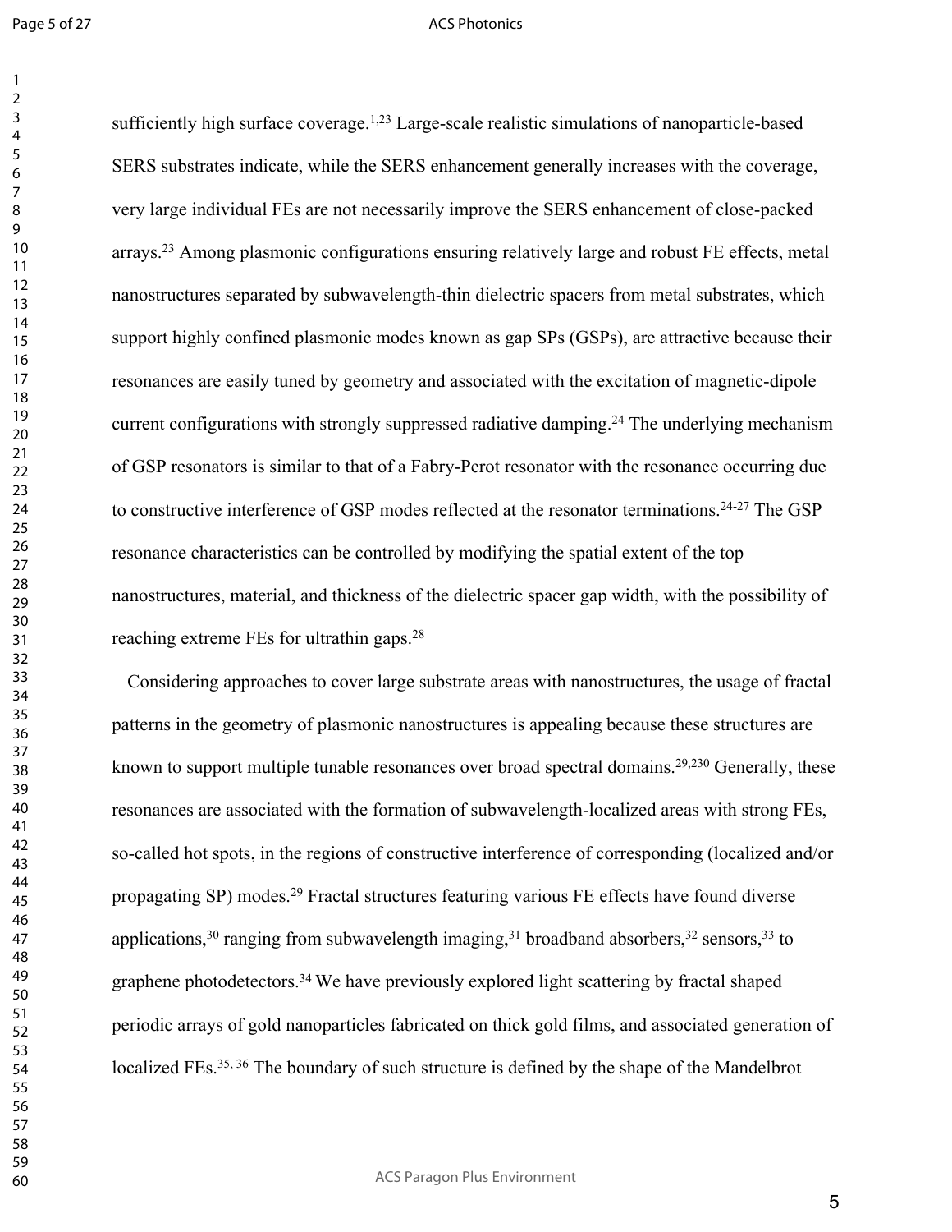sufficiently high surface coverage.[1,23] Large-scale realistic simulations of nanoparticle-based SERS substrates indicate, while the SERS enhancement generally increases with the coverage, very large individual FEs are not necessarily improve the SERS enhancement of close-packed arrays.[23] Among plasmonic configurations ensuring relatively large and robust FE effects, metal nanostructures separated by subwavelength-thin dielectric spacers from metal substrates, which support highly confined plasmonic modes known as gap SPs (GSPs), are attractive because their resonances are easily tuned by geometry and associated with the excitation of magnetic-dipole current configurations with strongly suppressed radiative damping.[24] The underlying mechanism of GSP resonators is similar to that of a Fabry-Perot resonator with the resonance occurring due to constructive interference of GSP modes reflected at the resonator terminations.[24-27] The GSP resonance characteristics can be controlled by modifying the spatial extent of the top nanostructures, material, and thickness of the dielectric spacer gap width, with the possibility of reaching extreme FEs for ultrathin gaps.[28]

Considering approaches to cover large substrate areas with nanostructures, the usage of fractal patterns in the geometry of plasmonic nanostructures is appealing because these structures are known to support multiple tunable resonances over broad spectral domains.[29,230] Generally, these resonances are associated with the formation of subwavelength-localized areas with strong FEs, so-called hot spots, in the regions of constructive interference of corresponding (localized and/or propagating SP) modes.[29] Fractal structures featuring various FE effects have found diverse applications,[30] ranging from subwavelength imaging,[31] broadband absorbers,[32] sensors,[33] to graphene photodetectors.[34] We have previously explored light scattering by fractal shaped periodic arrays of gold nanoparticles fabricated on thick gold films, and associated generation of localized FEs.[35, 36] The boundary of such structure is defined by the shape of the Mandelbrot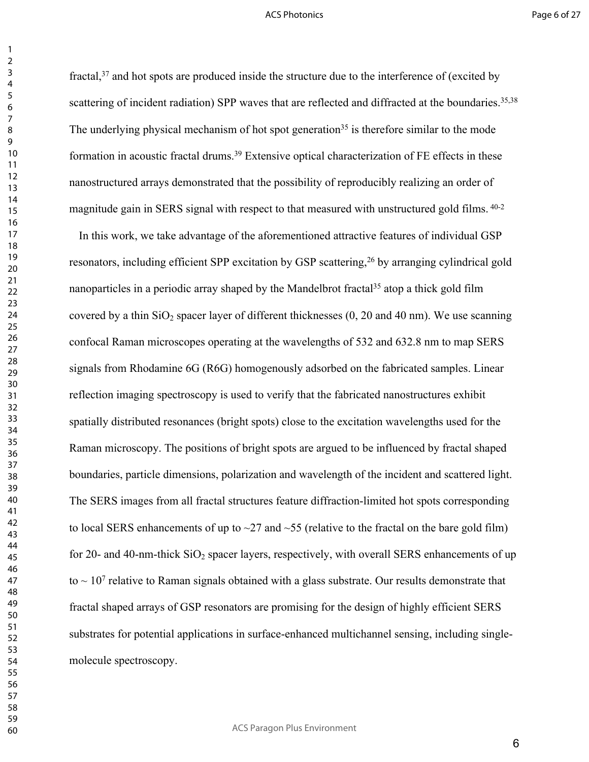fractal,[37] and hot spots are produced inside the structure due to the interference of (excited by scattering of incident radiation) SPP waves that are reflected and diffracted at the boundaries.[35,38] The underlying physical mechanism of hot spot generation[35] is therefore similar to the mode formation in acoustic fractal drums.[39] Extensive optical characterization of FE effects in these nanostructured arrays demonstrated that the possibility of reproducibly realizing an order of magnitude gain in SERS signal with respect to that measured with unstructured gold films. [40-2]

In this work, we take advantage of the aforementioned attractive features of individual GSP resonators, including efficient SPP excitation by GSP scattering,[26] by arranging cylindrical gold nanoparticles in a periodic array shaped by the Mandelbrot fractal[35] atop a thick gold film covered by a thin $SiO_2$ spacer layer of different thicknesses (0, 20 and 40 nm). We use scanning confocal Raman microscopes operating at the wavelengths of 532 and 632.8 nm to map SERS signals from Rhodamine 6G (R6G) homogenously adsorbed on the fabricated samples. Linear reflection imaging spectroscopy is used to verify that the fabricated nanostructures exhibit spatially distributed resonances (bright spots) close to the excitation wavelengths used for the Raman microscopy. The positions of bright spots are argued to be influenced by fractal shaped boundaries, particle dimensions, polarization and wavelength of the incident and scattered light. The SERS images from all fractal structures feature diffraction-limited hot spots corresponding to local SERS enhancements of up to ~27 and ~55 (relative to the fractal on the bare gold film) for 20- and 40-nm-thick $SiO_2$ spacer layers, respectively, with overall SERS enhancements of up to ~ $10^7$ relative to Raman signals obtained with a glass substrate. Our results demonstrate that fractal shaped arrays of GSP resonators are promising for the design of highly efficient SERS substrates for potential applications in surface-enhanced multichannel sensing, including single-molecule spectroscopy.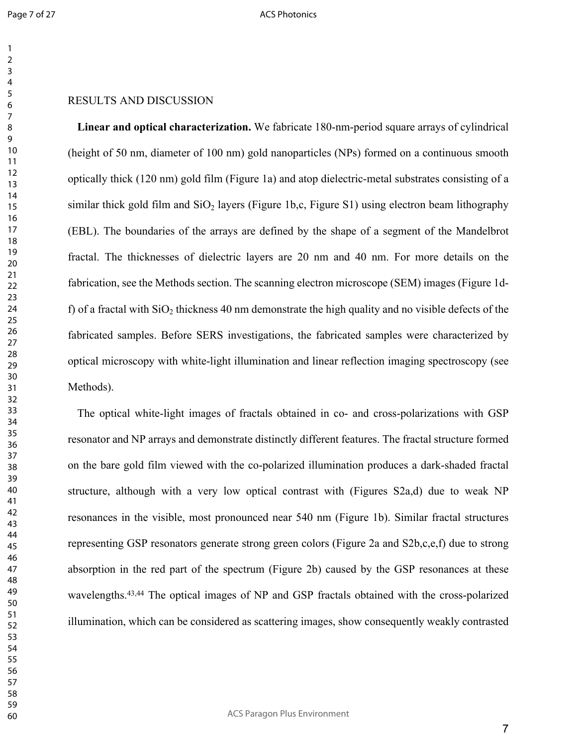## RESULTS AND DISCUSSION

**Linear and optical characterization.** We fabricate 180-nm-period square arrays of cylindrical (height of 50 nm, diameter of 100 nm) gold nanoparticles (NPs) formed on a continuous smooth optically thick (120 nm) gold film (Figure 1a) and atop dielectric-metal substrates consisting of a similar thick gold film and $SiO_2$ layers (Figure 1b,c, Figure S1) using electron beam lithography (EBL). The boundaries of the arrays are defined by the shape of a segment of the Mandelbrot fractal. The thicknesses of dielectric layers are 20 nm and 40 nm. For more details on the fabrication, see the Methods section. The scanning electron microscope (SEM) images (Figure 1d-f) of a fractal with $SiO_2$ thickness 40 nm demonstrate the high quality and no visible defects of the fabricated samples. Before SERS investigations, the fabricated samples were characterized by optical microscopy with white-light illumination and linear reflection imaging spectroscopy (see Methods).

The optical white-light images of fractals obtained in co- and cross-polarizations with GSP resonator and NP arrays and demonstrate distinctly different features. The fractal structure formed on the bare gold film viewed with the co-polarized illumination produces a dark-shaded fractal structure, although with a very low optical contrast with (Figures S2a,d) due to weak NP resonances in the visible, most pronounced near 540 nm (Figure 1b). Similar fractal structures representing GSP resonators generate strong green colors (Figure 2a and S2b,c,e,f) due to strong absorption in the red part of the spectrum (Figure 2b) caused by the GSP resonances at these wavelengths.[43,44] The optical images of NP and GSP fractals obtained with the cross-polarized illumination, which can be considered as scattering images, show consequently weakly contrasted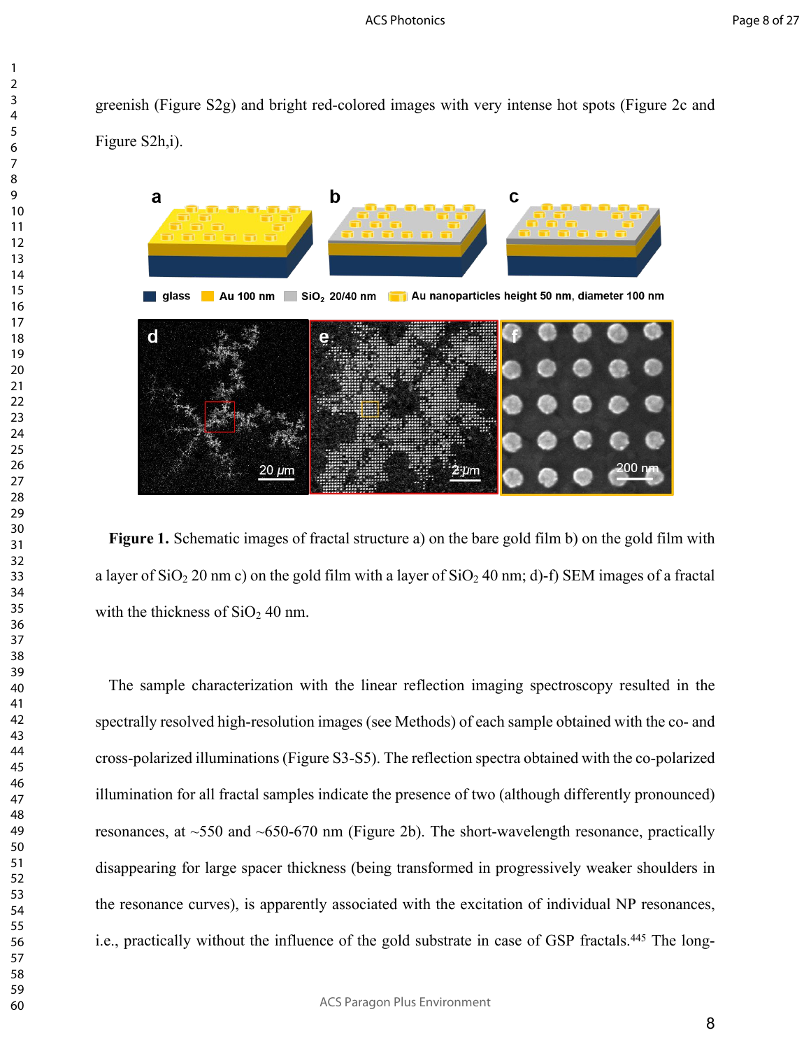greenish (Figure S2g) and bright red-colored images with very intense hot spots (Figure 2c and Figure S2h,i).

**Figure 1.** Schematic images of fractal structure a) on the bare gold film b) on the gold film with a layer of $SiO_2$ 20 nm c) on the gold film with a layer of $SiO_2$ 40 nm; d)-f) SEM images of a fractal with the thickness of $SiO_2$ 40 nm.

The sample characterization with the linear reflection imaging spectroscopy resulted in the spectrally resolved high-resolution images (see Methods) of each sample obtained with the co- and cross-polarized illuminations (Figure S3-S5). The reflection spectra obtained with the co-polarized illumination for all fractal samples indicate the presence of two (although differently pronounced) resonances, at ~550 and ~650-670 nm (Figure 2b). The short-wavelength resonance, practically disappearing for large spacer thickness (being transformed in progressively weaker shoulders in the resonance curves), is apparently associated with the excitation of individual NP resonances, i.e., practically without the influence of the gold substrate in case of GSP fractals.[445] The long-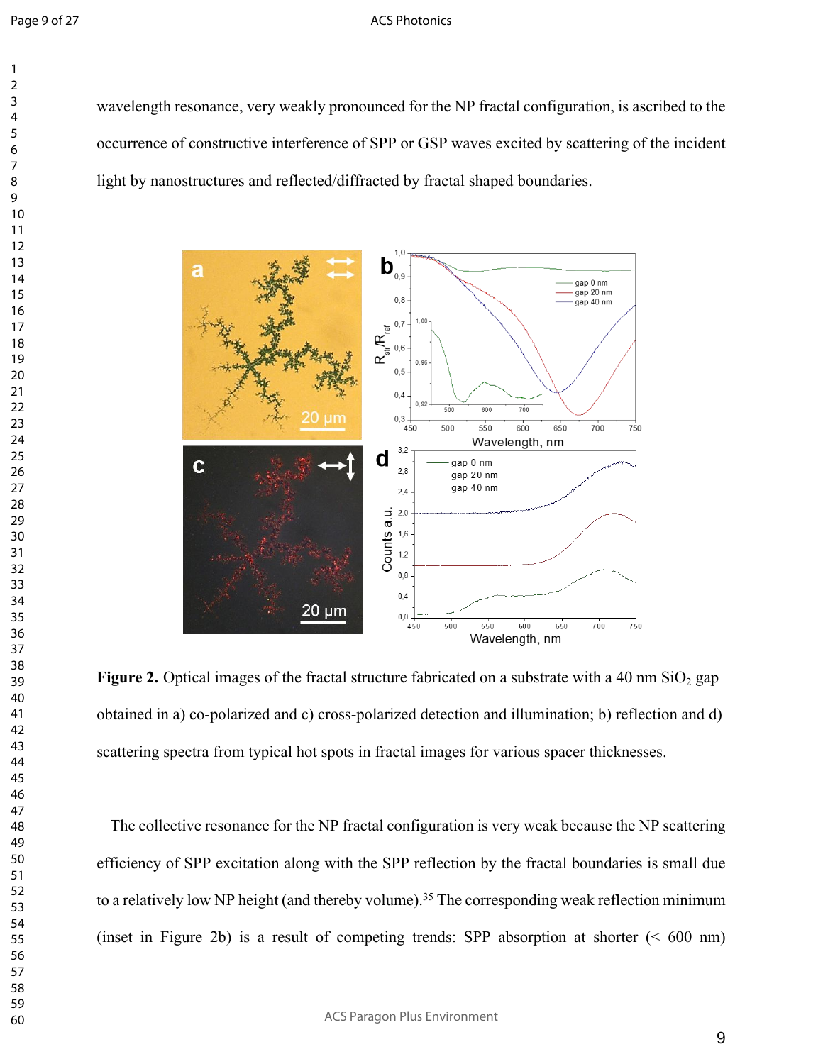wavelength resonance, very weakly pronounced for the NP fractal configuration, is ascribed to the occurrence of constructive interference of SPP or GSP waves excited by scattering of the incident light by nanostructures and reflected/diffracted by fractal shaped boundaries.

**Figure 2.** Optical images of the fractal structure fabricated on a substrate with a 40 nm $SiO_2$ gap obtained in a) co-polarized and c) cross-polarized detection and illumination; b) reflection and d) scattering spectra from typical hot spots in fractal images for various spacer thicknesses.

The collective resonance for the NP fractal configuration is very weak because the NP scattering efficiency of SPP excitation along with the SPP reflection by the fractal boundaries is small due to a relatively low NP height (and thereby volume).[35] The corresponding weak reflection minimum (inset in Figure 2b) is a result of competing trends: SPP absorption at shorter (< 600 nm)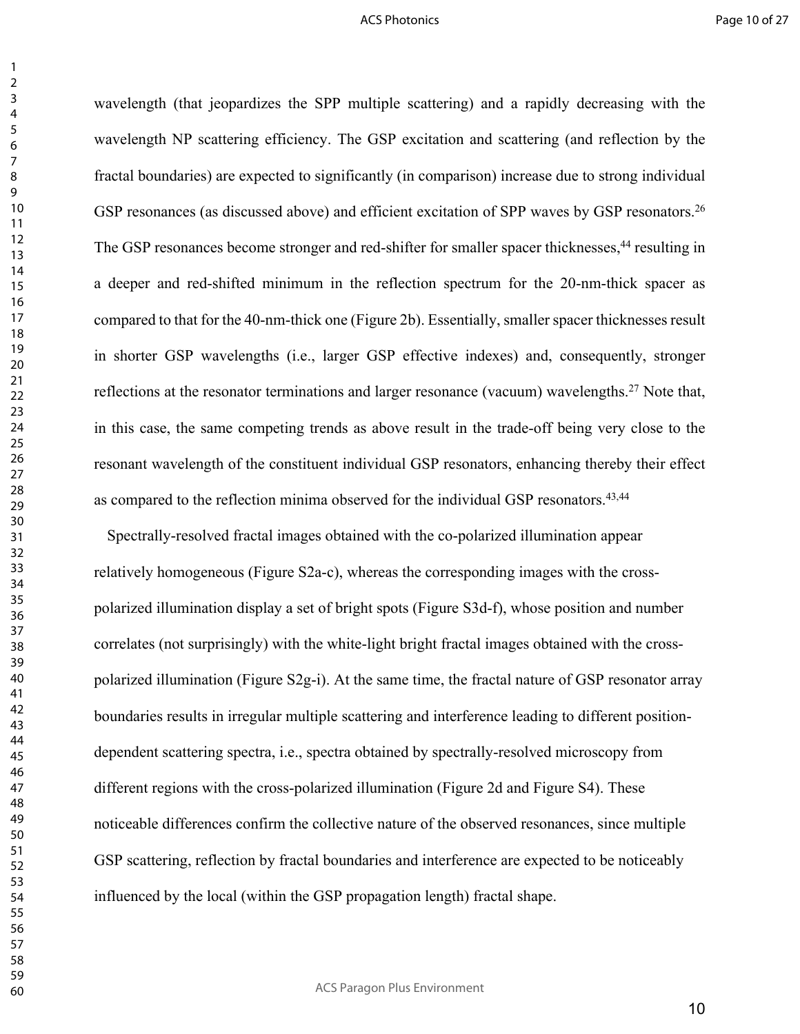wavelength (that jeopardizes the SPP multiple scattering) and a rapidly decreasing with the wavelength NP scattering efficiency. The GSP excitation and scattering (and reflection by the fractal boundaries) are expected to significantly (in comparison) increase due to strong individual GSP resonances (as discussed above) and efficient excitation of SPP waves by GSP resonators.[26] The GSP resonances become stronger and red-shifter for smaller spacer thicknesses,[44] resulting in a deeper and red-shifted minimum in the reflection spectrum for the 20-nm-thick spacer as compared to that for the 40-nm-thick one (Figure 2b). Essentially, smaller spacer thicknesses result in shorter GSP wavelengths (i.e., larger GSP effective indexes) and, consequently, stronger reflections at the resonator terminations and larger resonance (vacuum) wavelengths.[27] Note that, in this case, the same competing trends as above result in the trade-off being very close to the resonant wavelength of the constituent individual GSP resonators, enhancing thereby their effect as compared to the reflection minima observed for the individual GSP resonators.[43,44]

Spectrally-resolved fractal images obtained with the co-polarized illumination appear relatively homogeneous (Figure S2a-c), whereas the corresponding images with the cross-polarized illumination display a set of bright spots (Figure S3d-f), whose position and number correlates (not surprisingly) with the white-light bright fractal images obtained with the cross-polarized illumination (Figure S2g-i). At the same time, the fractal nature of GSP resonator array boundaries results in irregular multiple scattering and interference leading to different position-dependent scattering spectra, i.e., spectra obtained by spectrally-resolved microscopy from different regions with the cross-polarized illumination (Figure 2d and Figure S4). These noticeable differences confirm the collective nature of the observed resonances, since multiple GSP scattering, reflection by fractal boundaries and interference are expected to be noticeably influenced by the local (within the GSP propagation length) fractal shape.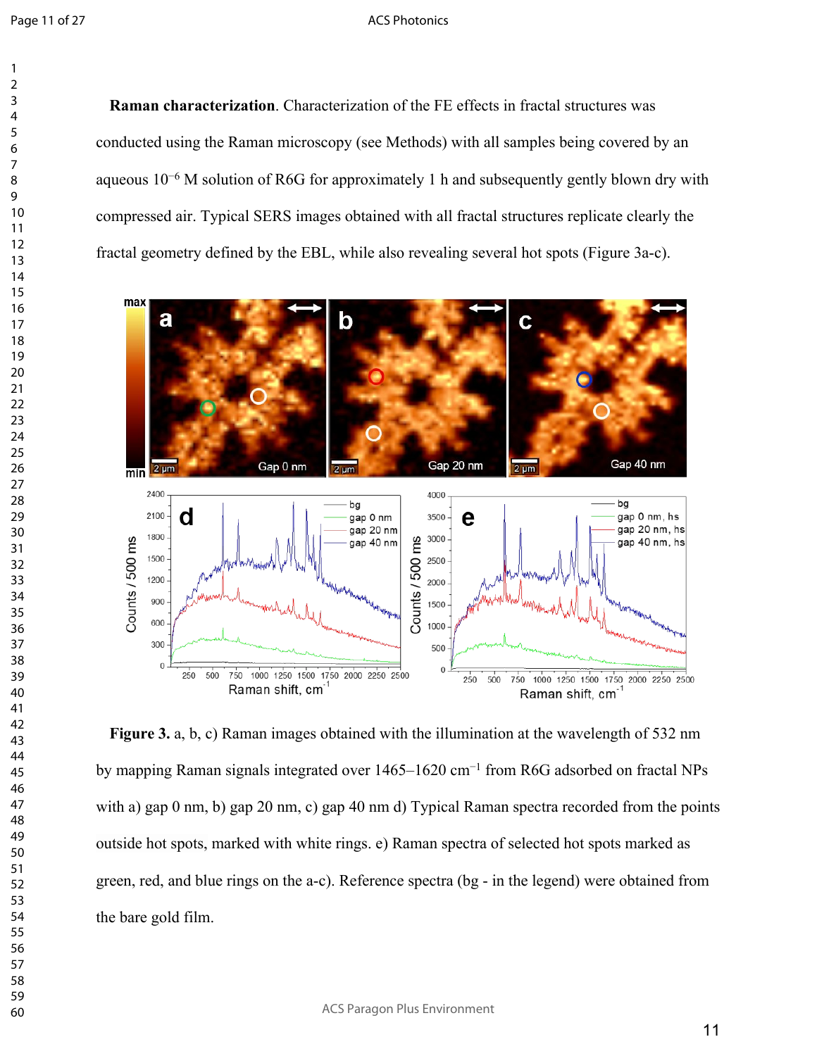**Raman characterization**. Characterization of the FE effects in fractal structures was conducted using the Raman microscopy (see Methods) with all samples being covered by an aqueous $10^{-6}$ M solution of R6G for approximately 1 h and subsequently gently blown dry with compressed air. Typical SERS images obtained with all fractal structures replicate clearly the fractal geometry defined by the EBL, while also revealing several hot spots (Figure 3a-c).

**Figure 3.** a, b, c) Raman images obtained with the illumination at the wavelength of 532 nm by mapping Raman signals integrated over 1465–1620 $cm^{-1}$ from R6G adsorbed on fractal NPs with a) gap 0 nm, b) gap 20 nm, c) gap 40 nm d) Typical Raman spectra recorded from the points outside hot spots, marked with white rings. e) Raman spectra of selected hot spots marked as green, red, and blue rings on the a-c). Reference spectra (bg - in the legend) were obtained from the bare gold film.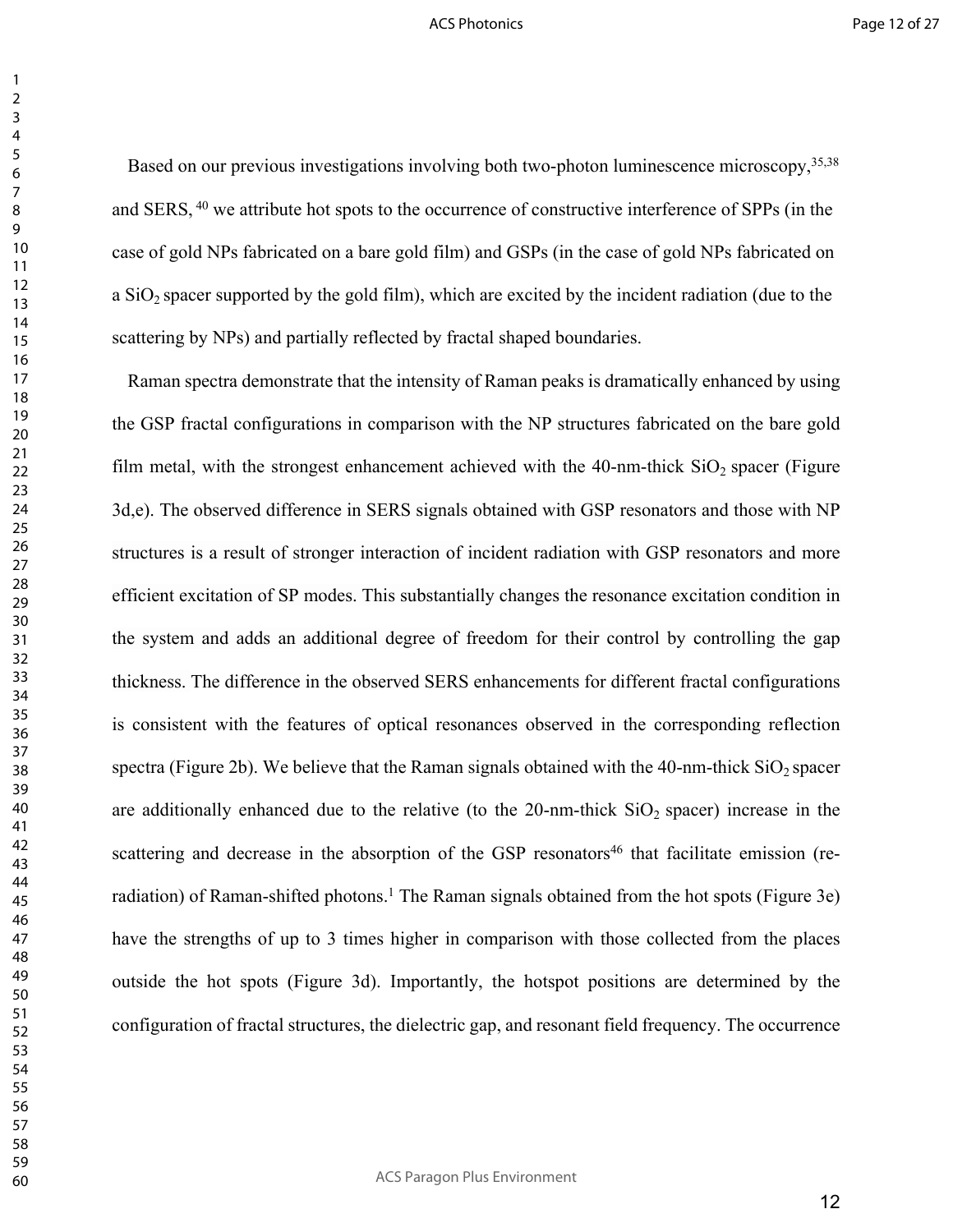Based on our previous investigations involving both two-photon luminescence microscopy,[35,38] and SERS, [40] we attribute hot spots to the occurrence of constructive interference of SPPs (in the case of gold NPs fabricated on a bare gold film) and GSPs (in the case of gold NPs fabricated on a $SiO_2$ spacer supported by the gold film), which are excited by the incident radiation (due to the scattering by NPs) and partially reflected by fractal shaped boundaries.

Raman spectra demonstrate that the intensity of Raman peaks is dramatically enhanced by using the GSP fractal configurations in comparison with the NP structures fabricated on the bare gold film metal, with the strongest enhancement achieved with the 40-nm-thick $SiO_2$ spacer (Figure 3d,e). The observed difference in SERS signals obtained with GSP resonators and those with NP structures is a result of stronger interaction of incident radiation with GSP resonators and more efficient excitation of SP modes. This substantially changes the resonance excitation condition in the system and adds an additional degree of freedom for their control by controlling the gap thickness. The difference in the observed SERS enhancements for different fractal configurations is consistent with the features of optical resonances observed in the corresponding reflection spectra (Figure 2b). We believe that the Raman signals obtained with the 40-nm-thick $SiO_2$ spacer are additionally enhanced due to the relative (to the 20-nm-thick $SiO_2$ spacer) increase in the scattering and decrease in the absorption of the GSP resonators[46] that facilitate emission (re-radiation) of Raman-shifted photons.[1] The Raman signals obtained from the hot spots (Figure 3e) have the strengths of up to 3 times higher in comparison with those collected from the places outside the hot spots (Figure 3d). Importantly, the hotspot positions are determined by the configuration of fractal structures, the dielectric gap, and resonant field frequency. The occurrence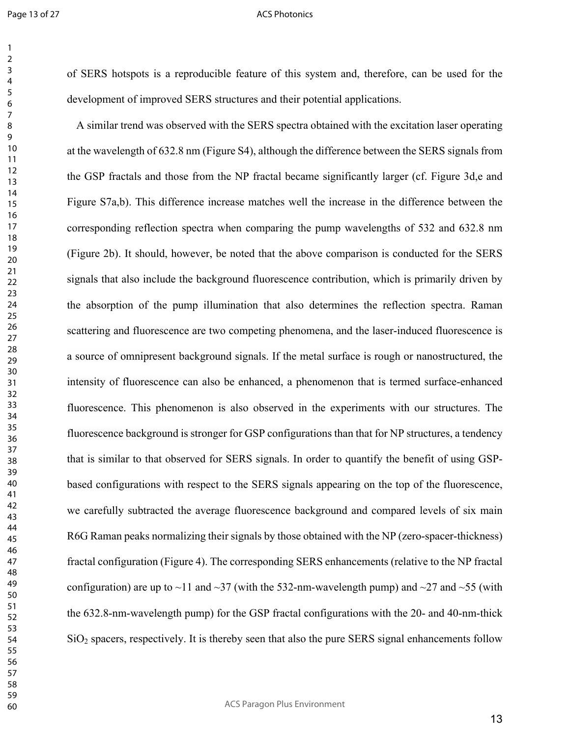of SERS hotspots is a reproducible feature of this system and, therefore, can be used for the development of improved SERS structures and their potential applications.

A similar trend was observed with the SERS spectra obtained with the excitation laser operating at the wavelength of 632.8 nm (Figure S4), although the difference between the SERS signals from the GSP fractals and those from the NP fractal became significantly larger (cf. Figure 3d,e and Figure S7a,b). This difference increase matches well the increase in the difference between the corresponding reflection spectra when comparing the pump wavelengths of 532 and 632.8 nm (Figure 2b). It should, however, be noted that the above comparison is conducted for the SERS signals that also include the background fluorescence contribution, which is primarily driven by the absorption of the pump illumination that also determines the reflection spectra. Raman scattering and fluorescence are two competing phenomena, and the laser-induced fluorescence is a source of omnipresent background signals. If the metal surface is rough or nanostructured, the intensity of fluorescence can also be enhanced, a phenomenon that is termed surface-enhanced fluorescence. This phenomenon is also observed in the experiments with our structures. The fluorescence background is stronger for GSP configurations than that for NP structures, a tendency that is similar to that observed for SERS signals. In order to quantify the benefit of using GSP-based configurations with respect to the SERS signals appearing on the top of the fluorescence, we carefully subtracted the average fluorescence background and compared levels of six main R6G Raman peaks normalizing their signals by those obtained with the NP (zero-spacer-thickness) fractal configuration (Figure 4). The corresponding SERS enhancements (relative to the NP fractal configuration) are up to ~11 and ~37 (with the 532-nm-wavelength pump) and ~27 and ~55 (with the 632.8-nm-wavelength pump) for the GSP fractal configurations with the 20- and 40-nm-thick $SiO_2$ spacers, respectively. It is thereby seen that also the pure SERS signal enhancements follow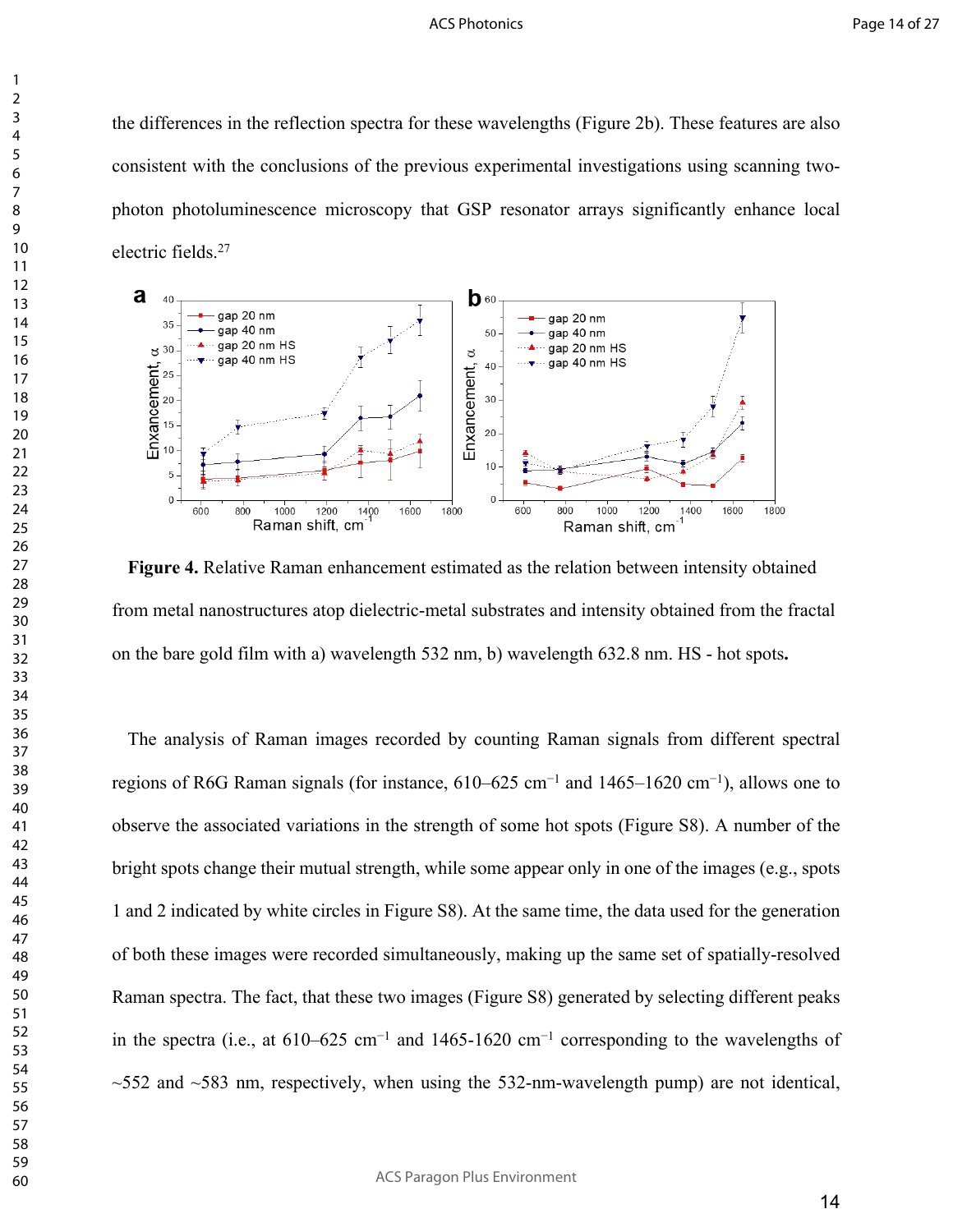the differences in the reflection spectra for these wavelengths (Figure 2b). These features are also consistent with the conclusions of the previous experimental investigations using scanning two-photon photoluminescence microscopy that GSP resonator arrays significantly enhance local electric fields.[27]

**Figure 4.** Relative Raman enhancement estimated as the relation between intensity obtained from metal nanostructures atop dielectric-metal substrates and intensity obtained from the fractal on the bare gold film with a) wavelength 532 nm, b) wavelength 632.8 nm. HS - hot spots**.**

The analysis of Raman images recorded by counting Raman signals from different spectral regions of R6G Raman signals (for instance, 610–625 cm$^{-1}$ and 1465–1620 cm$^{-1}$), allows one to observe the associated variations in the strength of some hot spots (Figure S8). A number of the bright spots change their mutual strength, while some appear only in one of the images (e.g., spots 1 and 2 indicated by white circles in Figure S8). At the same time, the data used for the generation of both these images were recorded simultaneously, making up the same set of spatially-resolved Raman spectra. The fact, that these two images (Figure S8) generated by selecting different peaks in the spectra (i.e., at 610–625 cm$^{-1}$ and 1465-1620 cm$^{-1}$ corresponding to the wavelengths of ~552 and ~583 nm, respectively, when using the 532-nm-wavelength pump) are not identical,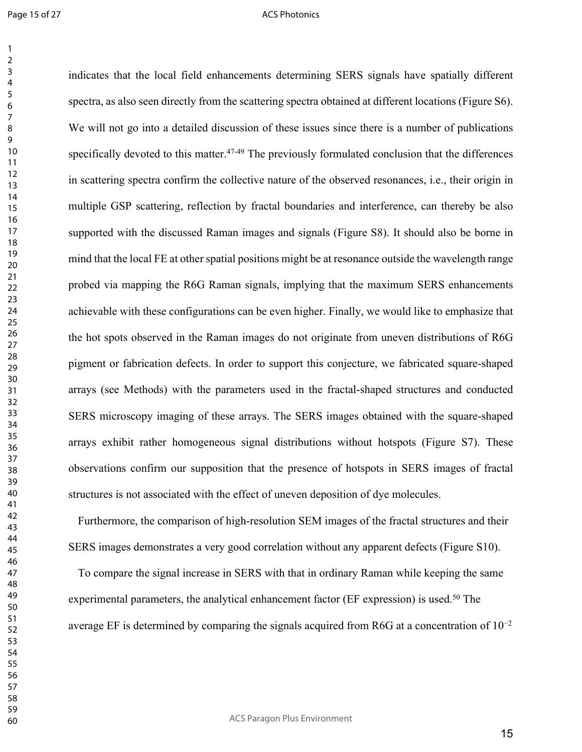indicates that the local field enhancements determining SERS signals have spatially different spectra, as also seen directly from the scattering spectra obtained at different locations (Figure S6). We will not go into a detailed discussion of these issues since there is a number of publications specifically devoted to this matter.[47-49] The previously formulated conclusion that the differences in scattering spectra confirm the collective nature of the observed resonances, i.e., their origin in multiple GSP scattering, reflection by fractal boundaries and interference, can thereby be also supported with the discussed Raman images and signals (Figure S8). It should also be borne in mind that the local FE at other spatial positions might be at resonance outside the wavelength range probed via mapping the R6G Raman signals, implying that the maximum SERS enhancements achievable with these configurations can be even higher. Finally, we would like to emphasize that the hot spots observed in the Raman images do not originate from uneven distributions of R6G pigment or fabrication defects. In order to support this conjecture, we fabricated square-shaped arrays (see Methods) with the parameters used in the fractal-shaped structures and conducted SERS microscopy imaging of these arrays. The SERS images obtained with the square-shaped arrays exhibit rather homogeneous signal distributions without hotspots (Figure S7). These observations confirm our supposition that the presence of hotspots in SERS images of fractal structures is not associated with the effect of uneven deposition of dye molecules.

Furthermore, the comparison of high-resolution SEM images of the fractal structures and their SERS images demonstrates a very good correlation without any apparent defects (Figure S10).

To compare the signal increase in SERS with that in ordinary Raman while keeping the same experimental parameters, the analytical enhancement factor (EF expression) is used.[50] The average EF is determined by comparing the signals acquired from R6G at a concentration of $10^{-2}$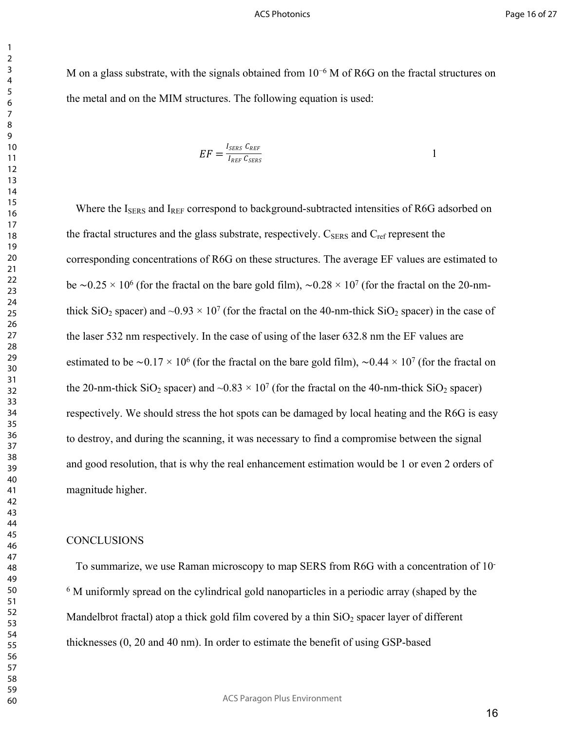M on a glass substrate, with the signals obtained from $10^{-6}$ M of R6G on the fractal structures on the metal and on the MIM structures. The following equation is used:

$$EF = \frac{I_{SERS}\ C_{REF}}{I_{REF}\ C_{SERS}} \qquad 1$$

Where the $I_{SERS}$ and $I_{REF}$ correspond to background-subtracted intensities of R6G adsorbed on the fractal structures and the glass substrate, respectively. $C_{SERS}$ and $C_{ref}$ represent the corresponding concentrations of R6G on these structures. The average EF values are estimated to be $\sim 0.25 \times 10^{6}$ (for the fractal on the bare gold film), $\sim 0.28 \times 10^{7}$ (for the fractal on the 20-nm-thick $SiO_2$ spacer) and $\sim 0.93 \times 10^{7}$ (for the fractal on the 40-nm-thick $SiO_2$ spacer) in the case of the laser 532 nm respectively. In the case of using of the laser 632.8 nm the EF values are estimated to be $\sim 0.17 \times 10^{6}$ (for the fractal on the bare gold film), $\sim 0.44 \times 10^{7}$ (for the fractal on the 20-nm-thick $SiO_2$ spacer) and $\sim 0.83 \times 10^{7}$ (for the fractal on the 40-nm-thick $SiO_2$ spacer) respectively. We should stress the hot spots can be damaged by local heating and the R6G is easy to destroy, and during the scanning, it was necessary to find a compromise between the signal and good resolution, that is why the real enhancement estimation would be 1 or even 2 orders of magnitude higher.

## CONCLUSIONS

To summarize, we use Raman microscopy to map SERS from R6G with a concentration of $10^{-6}$ M uniformly spread on the cylindrical gold nanoparticles in a periodic array (shaped by the Mandelbrot fractal) atop a thick gold film covered by a thin $SiO_2$ spacer layer of different thicknesses (0, 20 and 40 nm). In order to estimate the benefit of using GSP-based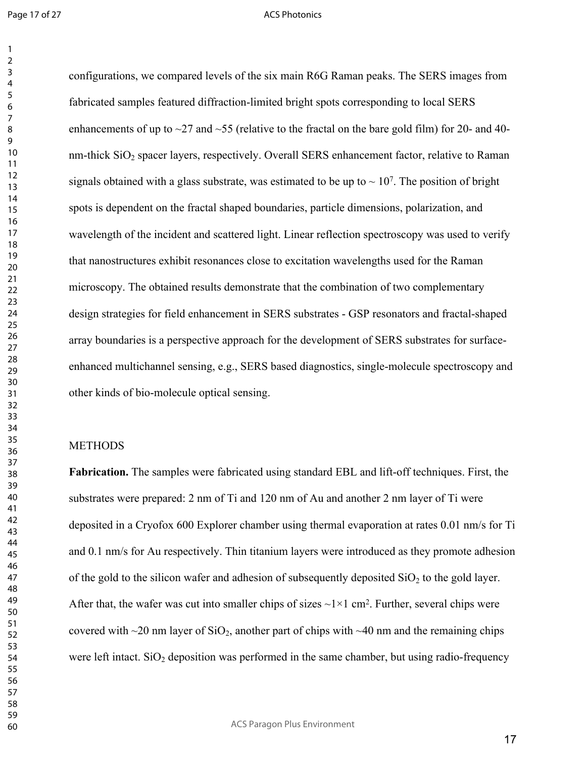configurations, we compared levels of the six main R6G Raman peaks. The SERS images from fabricated samples featured diffraction-limited bright spots corresponding to local SERS enhancements of up to ~27 and ~55 (relative to the fractal on the bare gold film) for 20- and 40-nm-thick $SiO_2$ spacer layers, respectively. Overall SERS enhancement factor, relative to Raman signals obtained with a glass substrate, was estimated to be up to ~ $10^7$. The position of bright spots is dependent on the fractal shaped boundaries, particle dimensions, polarization, and wavelength of the incident and scattered light. Linear reflection spectroscopy was used to verify that nanostructures exhibit resonances close to excitation wavelengths used for the Raman microscopy. The obtained results demonstrate that the combination of two complementary design strategies for field enhancement in SERS substrates - GSP resonators and fractal-shaped array boundaries is a perspective approach for the development of SERS substrates for surface-enhanced multichannel sensing, e.g., SERS based diagnostics, single-molecule spectroscopy and other kinds of bio-molecule optical sensing.

## METHODS

**Fabrication.** The samples were fabricated using standard EBL and lift-off techniques. First, the substrates were prepared: 2 nm of Ti and 120 nm of Au and another 2 nm layer of Ti were deposited in a Cryofox 600 Explorer chamber using thermal evaporation at rates 0.01 nm/s for Ti and 0.1 nm/s for Au respectively. Thin titanium layers were introduced as they promote adhesion of the gold to the silicon wafer and adhesion of subsequently deposited $SiO_2$ to the gold layer. After that, the wafer was cut into smaller chips of sizes ~1×1 $cm^2$. Further, several chips were covered with ~20 nm layer of $SiO_2$, another part of chips with ~40 nm and the remaining chips were left intact. $SiO_2$ deposition was performed in the same chamber, but using radio-frequency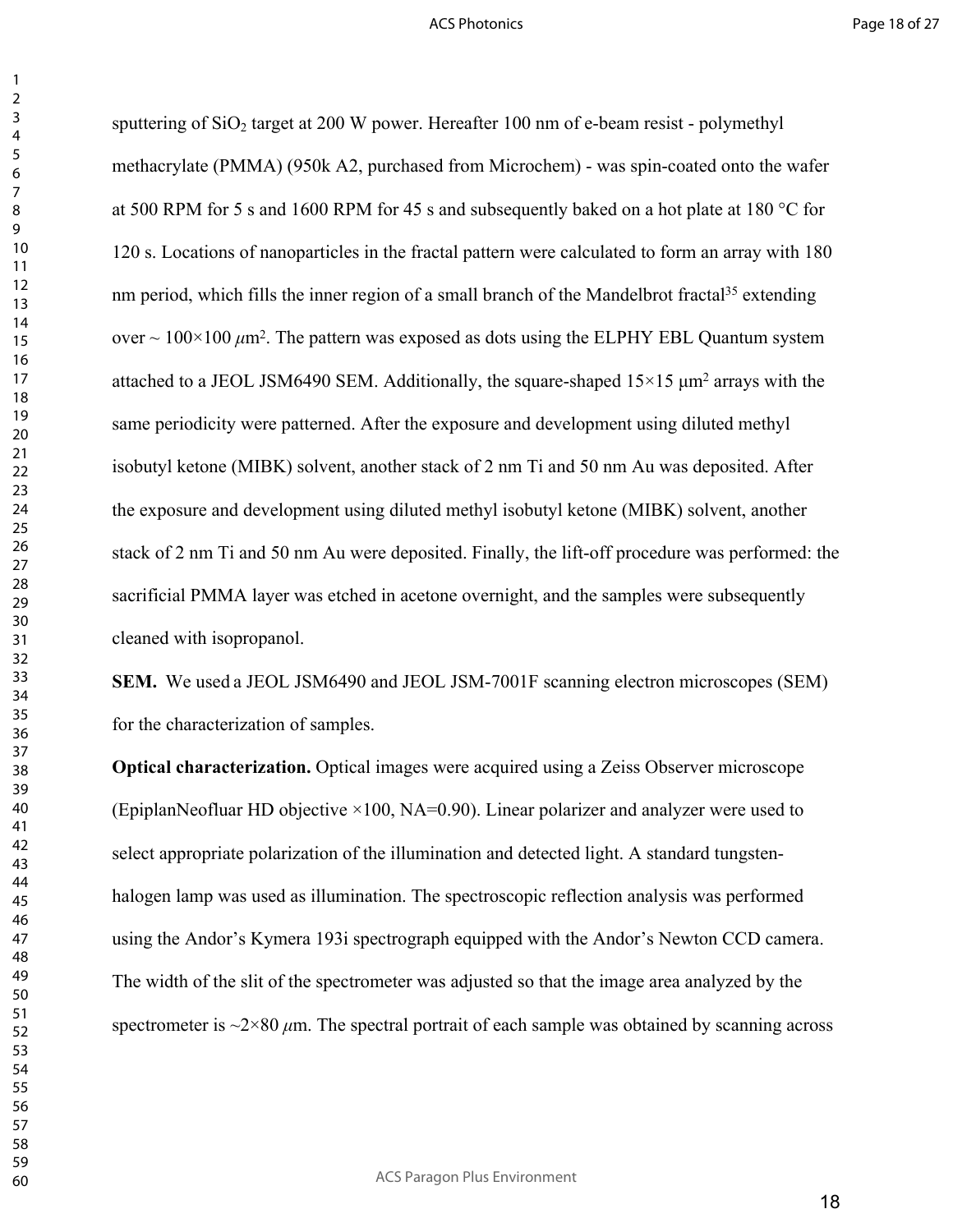sputtering of $SiO_2$ target at 200 W power. Hereafter 100 nm of e-beam resist - polymethyl methacrylate (PMMA) (950k A2, purchased from Microchem) - was spin-coated onto the wafer at 500 RPM for 5 s and 1600 RPM for 45 s and subsequently baked on a hot plate at 180 °C for 120 s. Locations of nanoparticles in the fractal pattern were calculated to form an array with 180 nm period, which fills the inner region of a small branch of the Mandelbrot fractal[35] extending over ~ 100×100 $\mu m^2$. The pattern was exposed as dots using the ELPHY EBL Quantum system attached to a JEOL JSM6490 SEM. Additionally, the square-shaped 15×15 $\mu m^2$ arrays with the same periodicity were patterned. After the exposure and development using diluted methyl isobutyl ketone (MIBK) solvent, another stack of 2 nm Ti and 50 nm Au was deposited. After the exposure and development using diluted methyl isobutyl ketone (MIBK) solvent, another stack of 2 nm Ti and 50 nm Au were deposited. Finally, the lift-off procedure was performed: the sacrificial PMMA layer was etched in acetone overnight, and the samples were subsequently cleaned with isopropanol.

**SEM.** We used a JEOL JSM6490 and JEOL JSM-7001F scanning electron microscopes (SEM) for the characterization of samples.

**Optical characterization.** Optical images were acquired using a Zeiss Observer microscope (EpiplanNeofluar HD objective ×100, NA=0.90). Linear polarizer and analyzer were used to select appropriate polarization of the illumination and detected light. A standard tungsten-halogen lamp was used as illumination. The spectroscopic reflection analysis was performed using the Andor's Kymera 193i spectrograph equipped with the Andor's Newton CCD camera. The width of the slit of the spectrometer was adjusted so that the image area analyzed by the spectrometer is ~2×80 $\mu$m. The spectral portrait of each sample was obtained by scanning across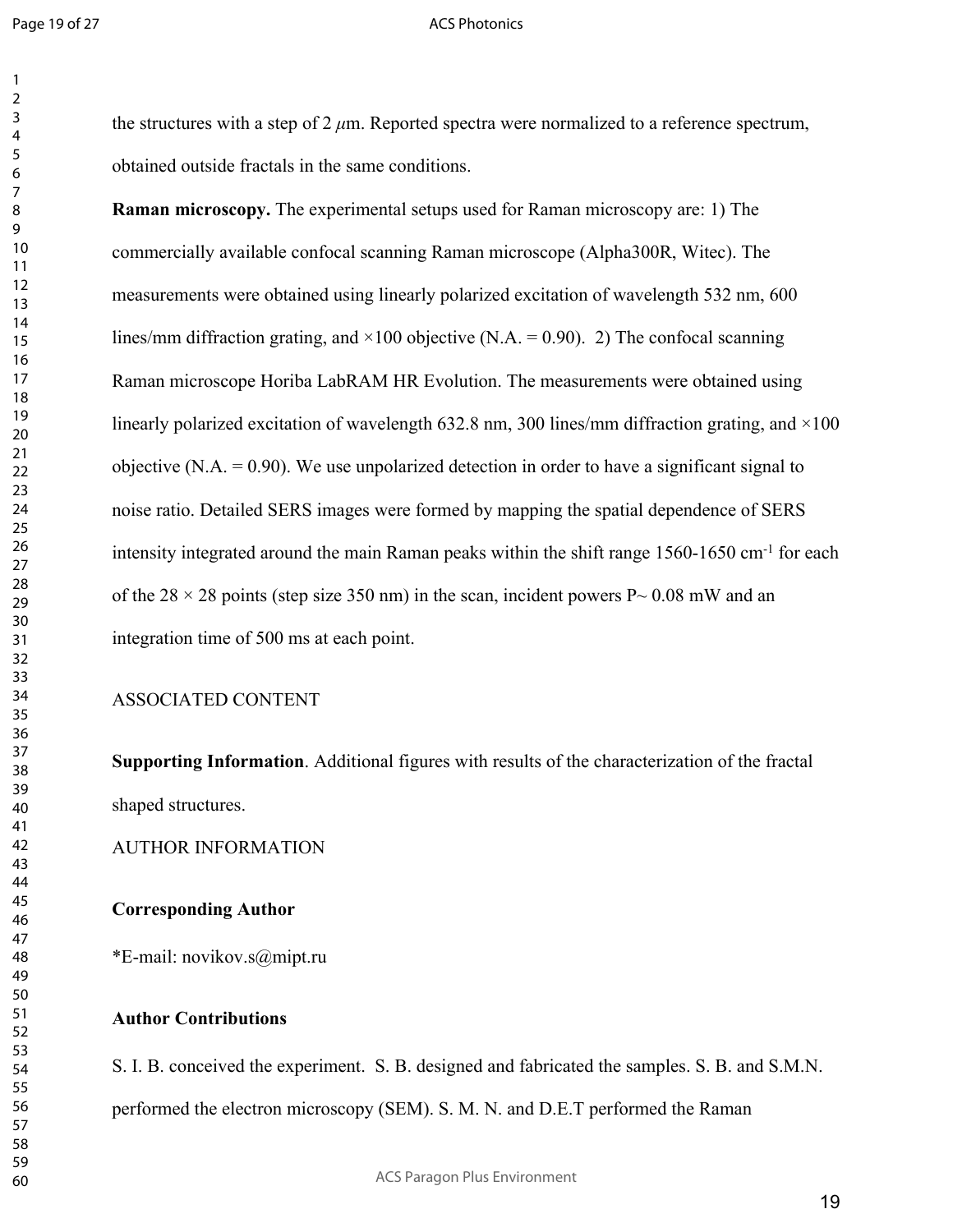the structures with a step of 2 $\mu$m. Reported spectra were normalized to a reference spectrum, obtained outside fractals in the same conditions.

**Raman microscopy.** The experimental setups used for Raman microscopy are: 1) The commercially available confocal scanning Raman microscope (Alpha300R, Witec). The measurements were obtained using linearly polarized excitation of wavelength 532 nm, 600 lines/mm diffraction grating, and ×100 objective (N.A. = 0.90). 2) The confocal scanning Raman microscope Horiba LabRAM HR Evolution. The measurements were obtained using linearly polarized excitation of wavelength 632.8 nm, 300 lines/mm diffraction grating, and ×100 objective (N.A. = 0.90). We use unpolarized detection in order to have a significant signal to noise ratio. Detailed SERS images were formed by mapping the spatial dependence of SERS intensity integrated around the main Raman peaks within the shift range 1560-1650 $cm^{-1}$ for each of the 28 × 28 points (step size 350 nm) in the scan, incident powers P~ 0.08 mW and an integration time of 500 ms at each point.

ASSOCIATED CONTENT

**Supporting Information**. Additional figures with results of the characterization of the fractal shaped structures.

AUTHOR INFORMATION

**Corresponding Author**

*E-mail: novikov.s@mipt.ru

**Author Contributions**

S. I. B. conceived the experiment. S. B. designed and fabricated the samples. S. B. and S.M.N. performed the electron microscopy (SEM). S. M. N. and D.E.T performed the Raman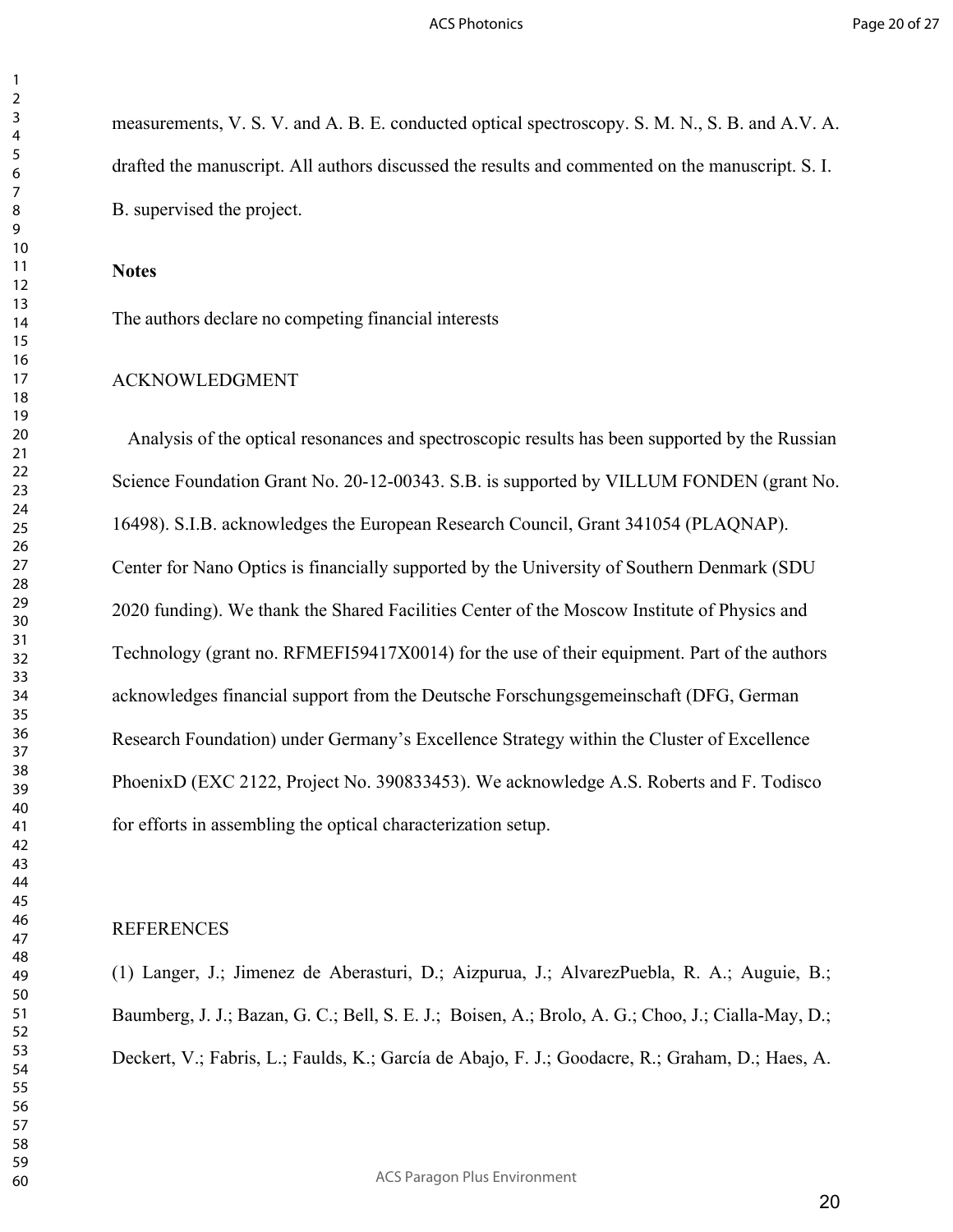measurements, V. S. V. and A. B. E. conducted optical spectroscopy. S. M. N., S. B. and A.V. A. drafted the manuscript. All authors discussed the results and commented on the manuscript. S. I. B. supervised the project.

**Notes**

The authors declare no competing financial interests

## ACKNOWLEDGMENT

Analysis of the optical resonances and spectroscopic results has been supported by the Russian Science Foundation Grant No. 20-12-00343. S.B. is supported by VILLUM FONDEN (grant No. 16498). S.I.B. acknowledges the European Research Council, Grant 341054 (PLAQNAP). Center for Nano Optics is financially supported by the University of Southern Denmark (SDU 2020 funding). We thank the Shared Facilities Center of the Moscow Institute of Physics and Technology (grant no. RFMEFI59417X0014) for the use of their equipment. Part of the authors acknowledges financial support from the Deutsche Forschungsgemeinschaft (DFG, German Research Foundation) under Germany's Excellence Strategy within the Cluster of Excellence PhoenixD (EXC 2122, Project No. 390833453). We acknowledge A.S. Roberts and F. Todisco for efforts in assembling the optical characterization setup.

## REFERENCES

(1) Langer, J.; Jimenez de Aberasturi, D.; Aizpurua, J.; AlvarezPuebla, R. A.; Auguie, B.; Baumberg, J. J.; Bazan, G. C.; Bell, S. E. J.; Boisen, A.; Brolo, A. G.; Choo, J.; Cialla-May, D.; Deckert, V.; Fabris, L.; Faulds, K.; García de Abajo, F. J.; Goodacre, R.; Graham, D.; Haes, A.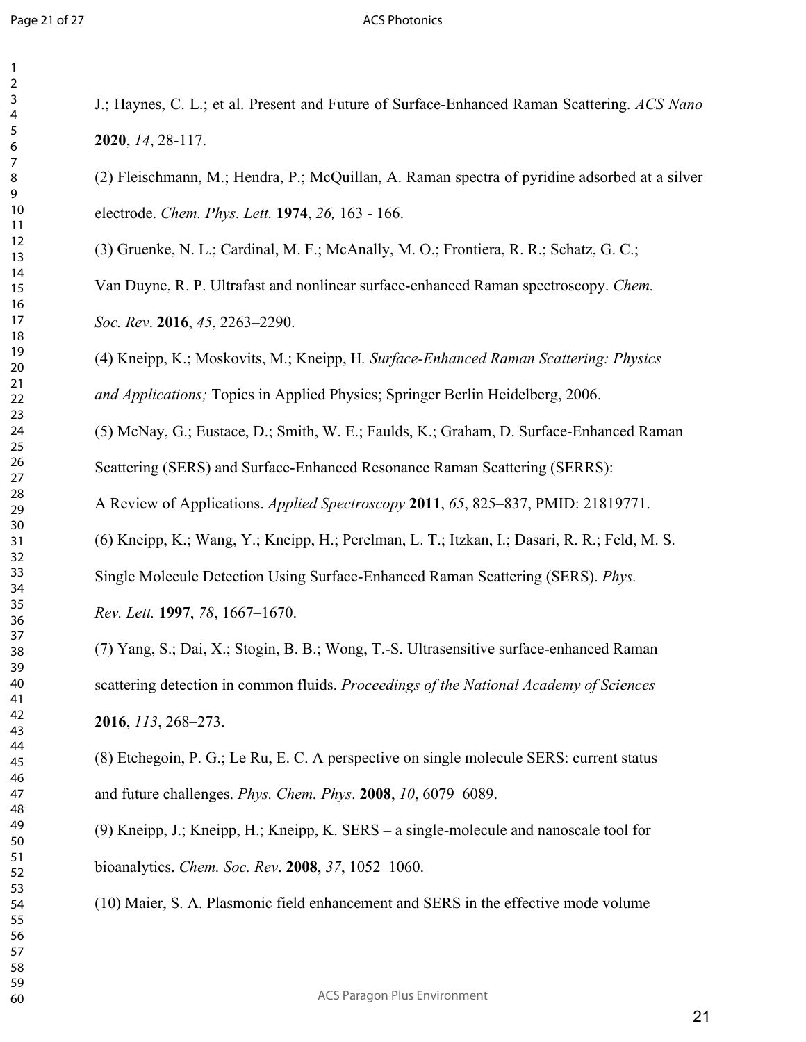J.; Haynes, C. L.; et al. Present and Future of Surface-Enhanced Raman Scattering. *ACS Nano* **2020**, *14*, 28-117.

(2) Fleischmann, M.; Hendra, P.; McQuillan, A. Raman spectra of pyridine adsorbed at a silver electrode. *Chem. Phys. Lett.* **1974**, *26,* 163 - 166.

(3) Gruenke, N. L.; Cardinal, M. F.; McAnally, M. O.; Frontiera, R. R.; Schatz, G. C.; Van Duyne, R. P. Ultrafast and nonlinear surface-enhanced Raman spectroscopy. *Chem. Soc. Rev*. **2016**, *45*, 2263–2290.

(4) Kneipp, K.; Moskovits, M.; Kneipp, H. *Surface-Enhanced Raman Scattering: Physics and Applications;* Topics in Applied Physics; Springer Berlin Heidelberg, 2006.

(5) McNay, G.; Eustace, D.; Smith, W. E.; Faulds, K.; Graham, D. Surface-Enhanced Raman Scattering (SERS) and Surface-Enhanced Resonance Raman Scattering (SERRS): A Review of Applications. *Applied Spectroscopy* **2011**, *65*, 825–837, PMID: 21819771.

(6) Kneipp, K.; Wang, Y.; Kneipp, H.; Perelman, L. T.; Itzkan, I.; Dasari, R. R.; Feld, M. S. Single Molecule Detection Using Surface-Enhanced Raman Scattering (SERS). *Phys. Rev. Lett.* **1997**, *78*, 1667–1670.

(7) Yang, S.; Dai, X.; Stogin, B. B.; Wong, T.-S. Ultrasensitive surface-enhanced Raman scattering detection in common fluids. *Proceedings of the National Academy of Sciences* **2016**, *113*, 268–273.

(8) Etchegoin, P. G.; Le Ru, E. C. A perspective on single molecule SERS: current status and future challenges. *Phys. Chem. Phys*. **2008**, *10*, 6079–6089.

(9) Kneipp, J.; Kneipp, H.; Kneipp, K. SERS – a single-molecule and nanoscale tool for bioanalytics. *Chem. Soc. Rev*. **2008**, *37*, 1052–1060.

(10) Maier, S. A. Plasmonic field enhancement and SERS in the effective mode volume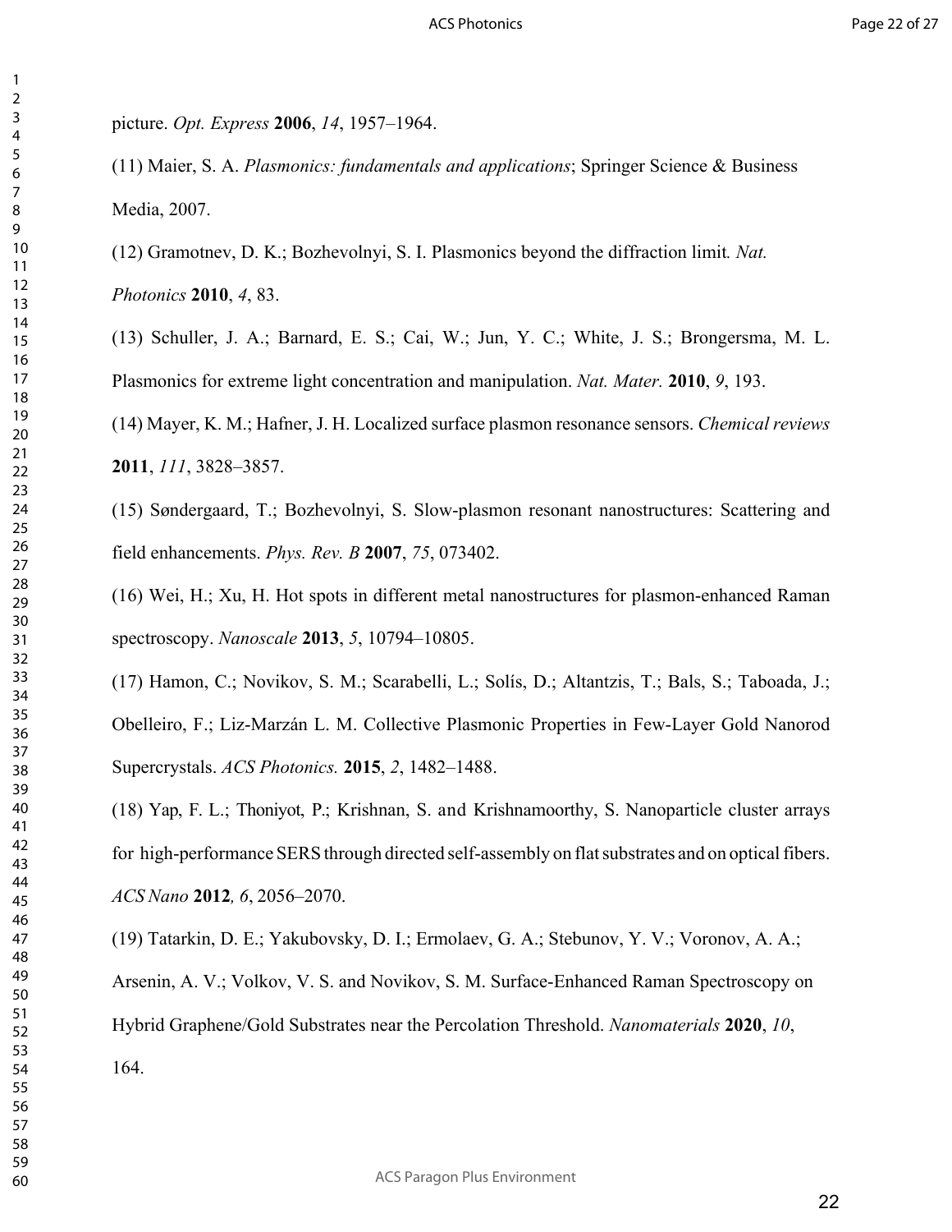picture. *Opt. Express* **2006**, *14*, 1957–1964.

(11) Maier, S. A. *Plasmonics: fundamentals and applications*; Springer Science & Business Media, 2007.

(12) Gramotnev, D. K.; Bozhevolnyi, S. I. Plasmonics beyond the diffraction limit*. Nat. Photonics* **2010**, *4*, 83.

(13) Schuller, J. A.; Barnard, E. S.; Cai, W.; Jun, Y. C.; White, J. S.; Brongersma, M. L. Plasmonics for extreme light concentration and manipulation. *Nat. Mater.* **2010**, *9*, 193.

(14) Mayer, K. M.; Hafner, J. H. Localized surface plasmon resonance sensors. *Chemical reviews* **2011**, *111*, 3828–3857.

(15) Søndergaard, T.; Bozhevolnyi, S. Slow-plasmon resonant nanostructures: Scattering and field enhancements. *Phys. Rev. B* **2007**, *75*, 073402.

(16) Wei, H.; Xu, H. Hot spots in different metal nanostructures for plasmon-enhanced Raman spectroscopy. *Nanoscale* **2013**, *5*, 10794–10805.

(17) Hamon, C.; Novikov, S. M.; Scarabelli, L.; Solís, D.; Altantzis, T.; Bals, S.; Taboada, J.; Obelleiro, F.; Liz-Marzán L. M. Collective Plasmonic Properties in Few-Layer Gold Nanorod Supercrystals. *ACS Photonics.* **2015**, *2*, 1482–1488.

(18) Yap, F. L.; Thoniyot, P.; Krishnan, S. and Krishnamoorthy, S. Nanoparticle cluster arrays for high-performance SERS through directed self-assembly on flat substrates and on optical fibers. *ACS Nano* **2012***, 6*, 2056–2070.

(19) Tatarkin, D. E.; Yakubovsky, D. I.; Ermolaev, G. A.; Stebunov, Y. V.; Voronov, A. A.; Arsenin, A. V.; Volkov, V. S. and Novikov, S. M. Surface-Enhanced Raman Spectroscopy on Hybrid Graphene/Gold Substrates near the Percolation Threshold. *Nanomaterials* **2020**, *10*, 164.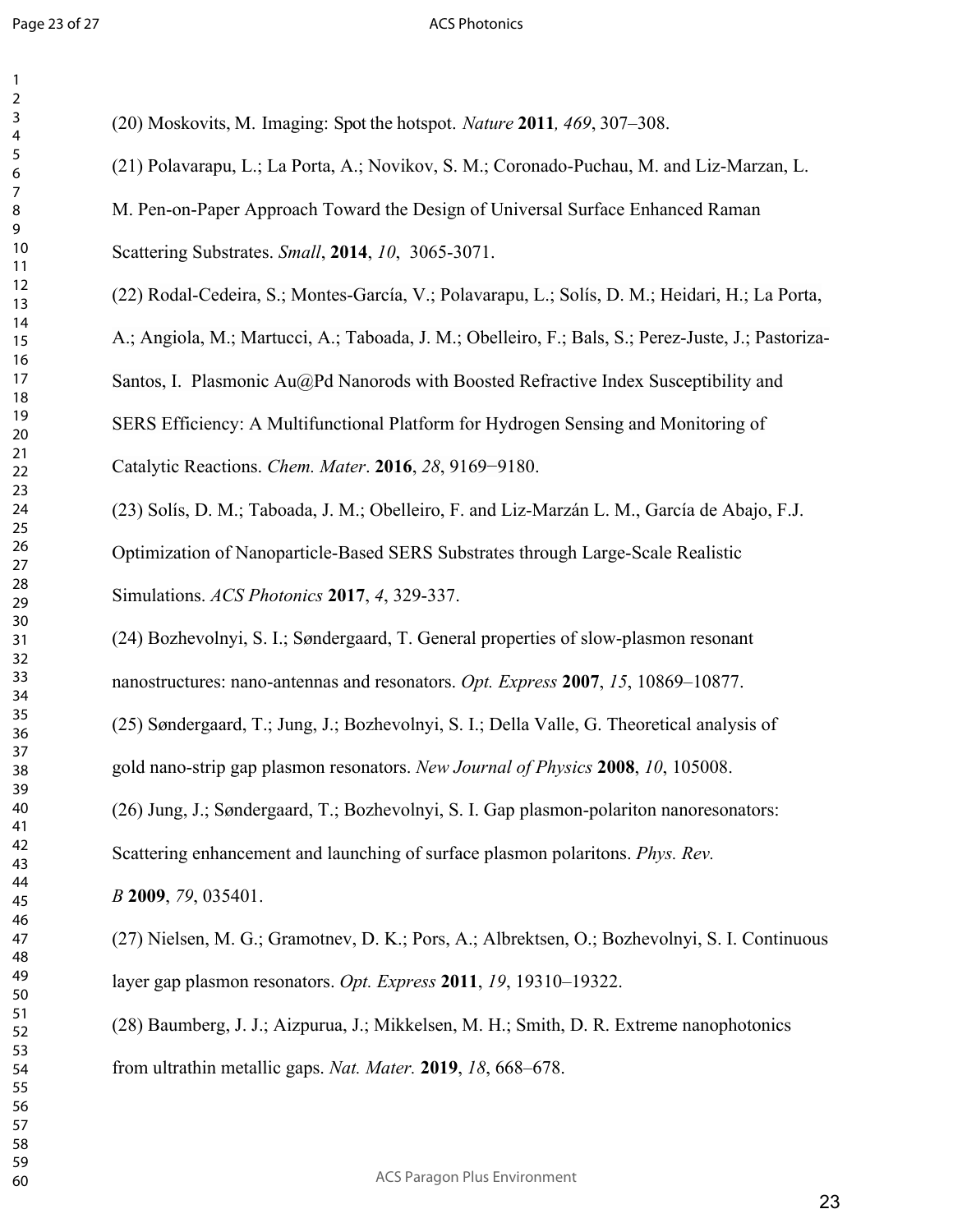(20) Moskovits, M. Imaging: Spot the hotspot. *Nature* **2011***, 469*, 307–308.

(21) Polavarapu, L.; La Porta, A.; Novikov, S. M.; Coronado-Puchau, M. and Liz-Marzan, L. M. Pen-on-Paper Approach Toward the Design of Universal Surface Enhanced Raman Scattering Substrates. *Small*, **2014**, *10*, 3065-3071.

(22) Rodal-Cedeira, S.; Montes-García, V.; Polavarapu, L.; Solís, D. M.; Heidari, H.; La Porta, A.; Angiola, M.; Martucci, A.; Taboada, J. M.; Obelleiro, F.; Bals, S.; Perez-Juste, J.; Pastoriza-Santos, I. Plasmonic Au@Pd Nanorods with Boosted Refractive Index Susceptibility and SERS Efficiency: A Multifunctional Platform for Hydrogen Sensing and Monitoring of Catalytic Reactions. *Chem. Mater*. **2016**, *28*, 9169−9180.

(23) Solís, D. M.; Taboada, J. M.; Obelleiro, F. and Liz-Marzán L. M., García de Abajo, F.J. Optimization of Nanoparticle-Based SERS Substrates through Large-Scale Realistic Simulations. *ACS Photonics* **2017**, *4*, 329-337.

(24) Bozhevolnyi, S. I.; Søndergaard, T. General properties of slow-plasmon resonant nanostructures: nano-antennas and resonators. *Opt. Express* **2007**, *15*, 10869–10877.

(25) Søndergaard, T.; Jung, J.; Bozhevolnyi, S. I.; Della Valle, G. Theoretical analysis of gold nano-strip gap plasmon resonators. *New Journal of Physics* **2008**, *10*, 105008.

(26) Jung, J.; Søndergaard, T.; Bozhevolnyi, S. I. Gap plasmon-polariton nanoresonators: Scattering enhancement and launching of surface plasmon polaritons. *Phys. Rev. B* **2009**, *79*, 035401.

(27) Nielsen, M. G.; Gramotnev, D. K.; Pors, A.; Albrektsen, O.; Bozhevolnyi, S. I. Continuous layer gap plasmon resonators. *Opt. Express* **2011**, *19*, 19310–19322.

(28) Baumberg, J. J.; Aizpurua, J.; Mikkelsen, M. H.; Smith, D. R. Extreme nanophotonics from ultrathin metallic gaps. *Nat. Mater.* **2019**, *18*, 668–678.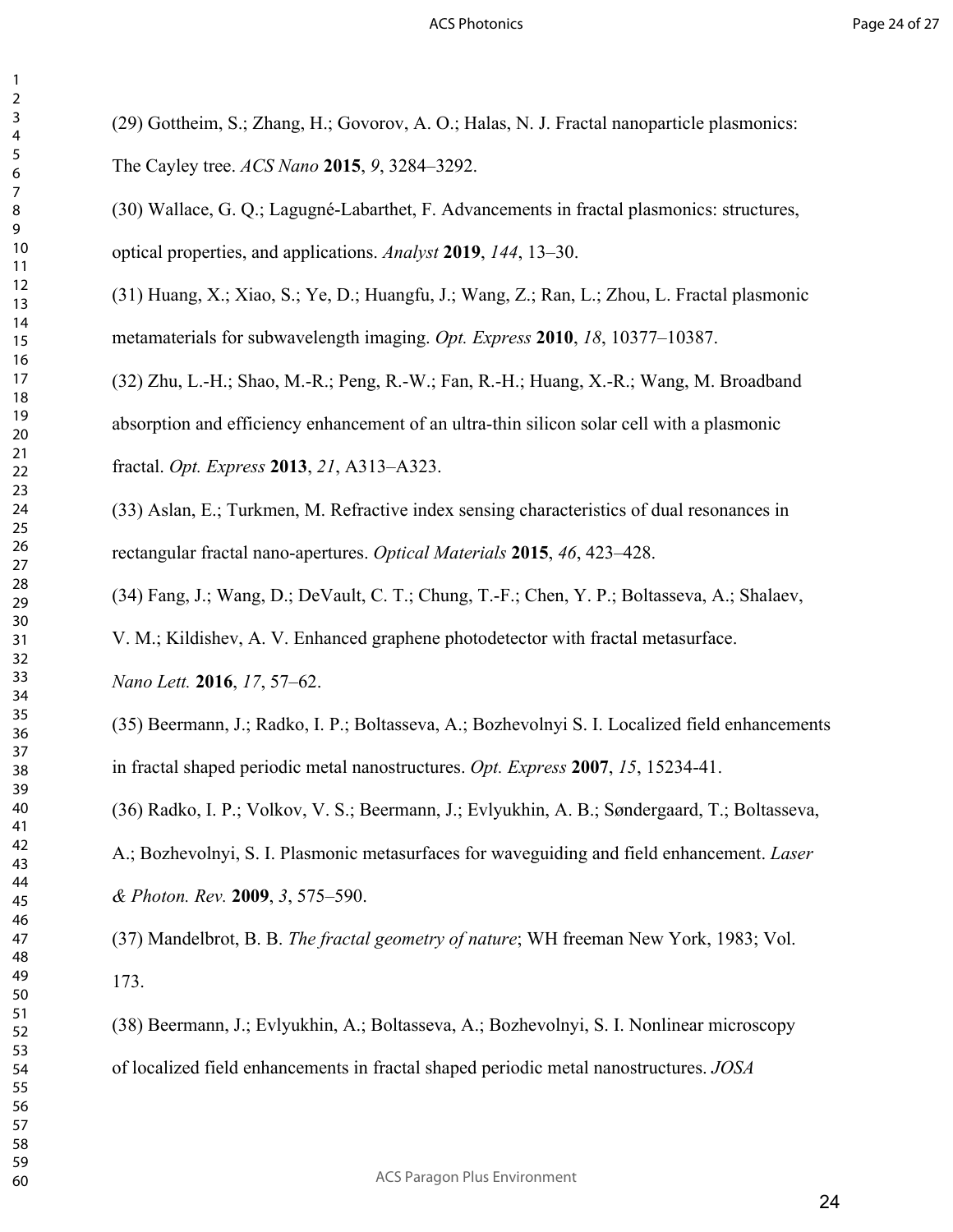(29) Gottheim, S.; Zhang, H.; Govorov, A. O.; Halas, N. J. Fractal nanoparticle plasmonics: The Cayley tree. *ACS Nano* **2015**, *9*, 3284–3292.

(30) Wallace, G. Q.; Lagugné-Labarthet, F. Advancements in fractal plasmonics: structures, optical properties, and applications. *Analyst* **2019**, *144*, 13–30.

(31) Huang, X.; Xiao, S.; Ye, D.; Huangfu, J.; Wang, Z.; Ran, L.; Zhou, L. Fractal plasmonic metamaterials for subwavelength imaging. *Opt. Express* **2010**, *18*, 10377–10387.

(32) Zhu, L.-H.; Shao, M.-R.; Peng, R.-W.; Fan, R.-H.; Huang, X.-R.; Wang, M. Broadband absorption and efficiency enhancement of an ultra-thin silicon solar cell with a plasmonic fractal. *Opt. Express* **2013**, *21*, A313–A323.

(33) Aslan, E.; Turkmen, M. Refractive index sensing characteristics of dual resonances in rectangular fractal nano-apertures. *Optical Materials* **2015**, *46*, 423–428.

(34) Fang, J.; Wang, D.; DeVault, C. T.; Chung, T.-F.; Chen, Y. P.; Boltasseva, A.; Shalaev, V. M.; Kildishev, A. V. Enhanced graphene photodetector with fractal metasurface. *Nano Lett.* **2016**, *17*, 57–62.

(35) Beermann, J.; Radko, I. P.; Boltasseva, A.; Bozhevolnyi S. I. Localized field enhancements in fractal shaped periodic metal nanostructures. *Opt. Express* **2007**, *15*, 15234-41.

(36) Radko, I. P.; Volkov, V. S.; Beermann, J.; Evlyukhin, A. B.; Søndergaard, T.; Boltasseva, A.; Bozhevolnyi, S. I. Plasmonic metasurfaces for waveguiding and field enhancement. *Laser & Photon. Rev.* **2009**, *3*, 575–590.

(37) Mandelbrot, B. B. *The fractal geometry of nature*; WH freeman New York, 1983; Vol. 173.

(38) Beermann, J.; Evlyukhin, A.; Boltasseva, A.; Bozhevolnyi, S. I. Nonlinear microscopy of localized field enhancements in fractal shaped periodic metal nanostructures. *JOSA*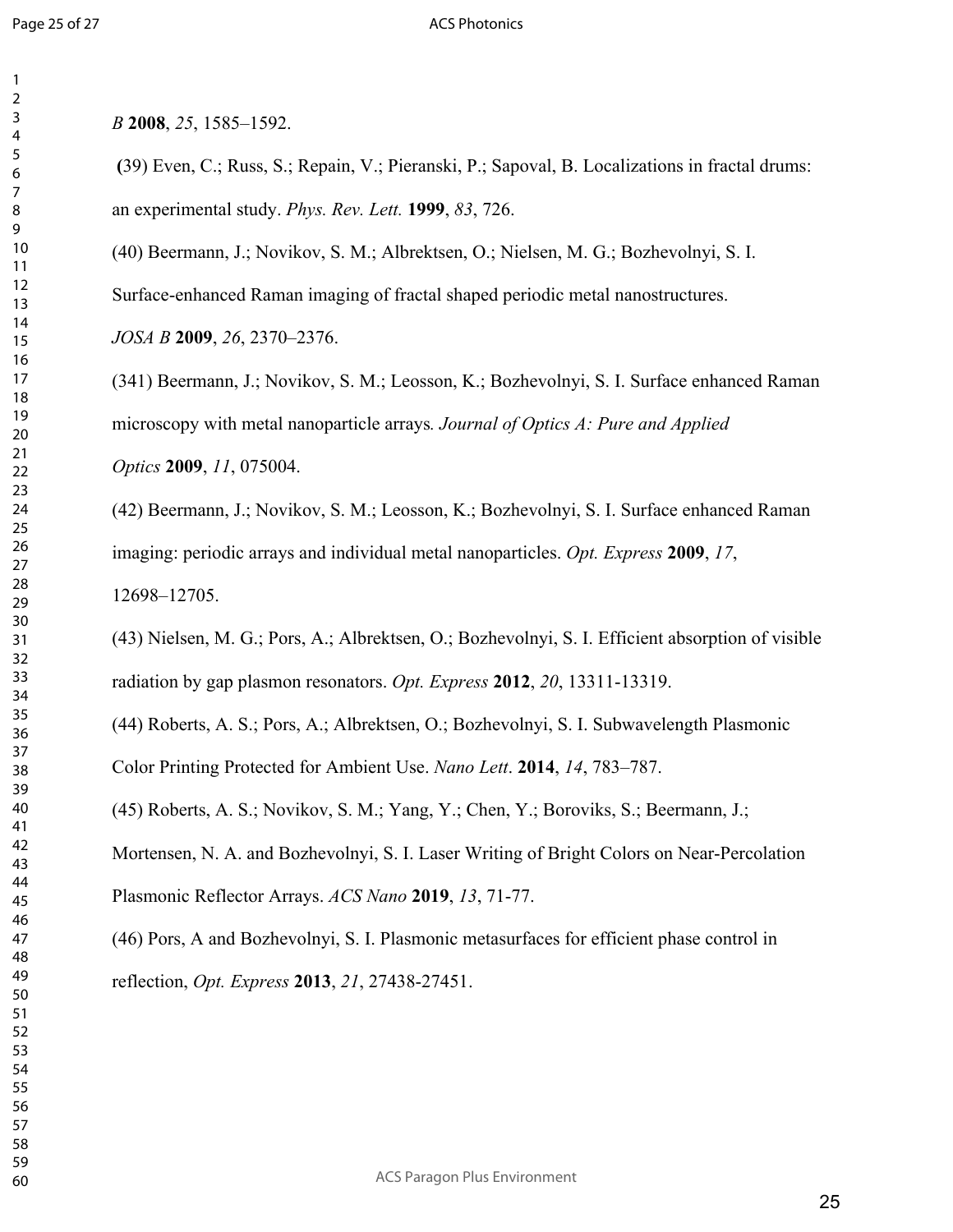*B* **2008**, *25*, 1585–1592.

**(**39) Even, C.; Russ, S.; Repain, V.; Pieranski, P.; Sapoval, B. Localizations in fractal drums: an experimental study. *Phys. Rev. Lett.* **1999**, *83*, 726.

(40) Beermann, J.; Novikov, S. M.; Albrektsen, O.; Nielsen, M. G.; Bozhevolnyi, S. I. Surface-enhanced Raman imaging of fractal shaped periodic metal nanostructures. *JOSA B* **2009**, *26*, 2370–2376.

(341) Beermann, J.; Novikov, S. M.; Leosson, K.; Bozhevolnyi, S. I. Surface enhanced Raman microscopy with metal nanoparticle arrays*. Journal of Optics A: Pure and Applied Optics* **2009**, *11*, 075004.

(42) Beermann, J.; Novikov, S. M.; Leosson, K.; Bozhevolnyi, S. I. Surface enhanced Raman imaging: periodic arrays and individual metal nanoparticles. *Opt. Express* **2009**, *17*, 12698–12705.

(43) Nielsen, M. G.; Pors, A.; Albrektsen, O.; Bozhevolnyi, S. I. Efficient absorption of visible radiation by gap plasmon resonators. *Opt. Express* **2012**, *20*, 13311-13319.

(44) Roberts, A. S.; Pors, A.; Albrektsen, O.; Bozhevolnyi, S. I. Subwavelength Plasmonic Color Printing Protected for Ambient Use. *Nano Lett*. **2014**, *14*, 783–787.

(45) Roberts, A. S.; Novikov, S. M.; Yang, Y.; Chen, Y.; Boroviks, S.; Beermann, J.; Mortensen, N. A. and Bozhevolnyi, S. I. Laser Writing of Bright Colors on Near-Percolation Plasmonic Reflector Arrays. *ACS Nano* **2019**, *13*, 71-77.

(46) Pors, A and Bozhevolnyi, S. I. Plasmonic metasurfaces for efficient phase control in reflection, *Opt. Express* **2013**, *21*, 27438-27451.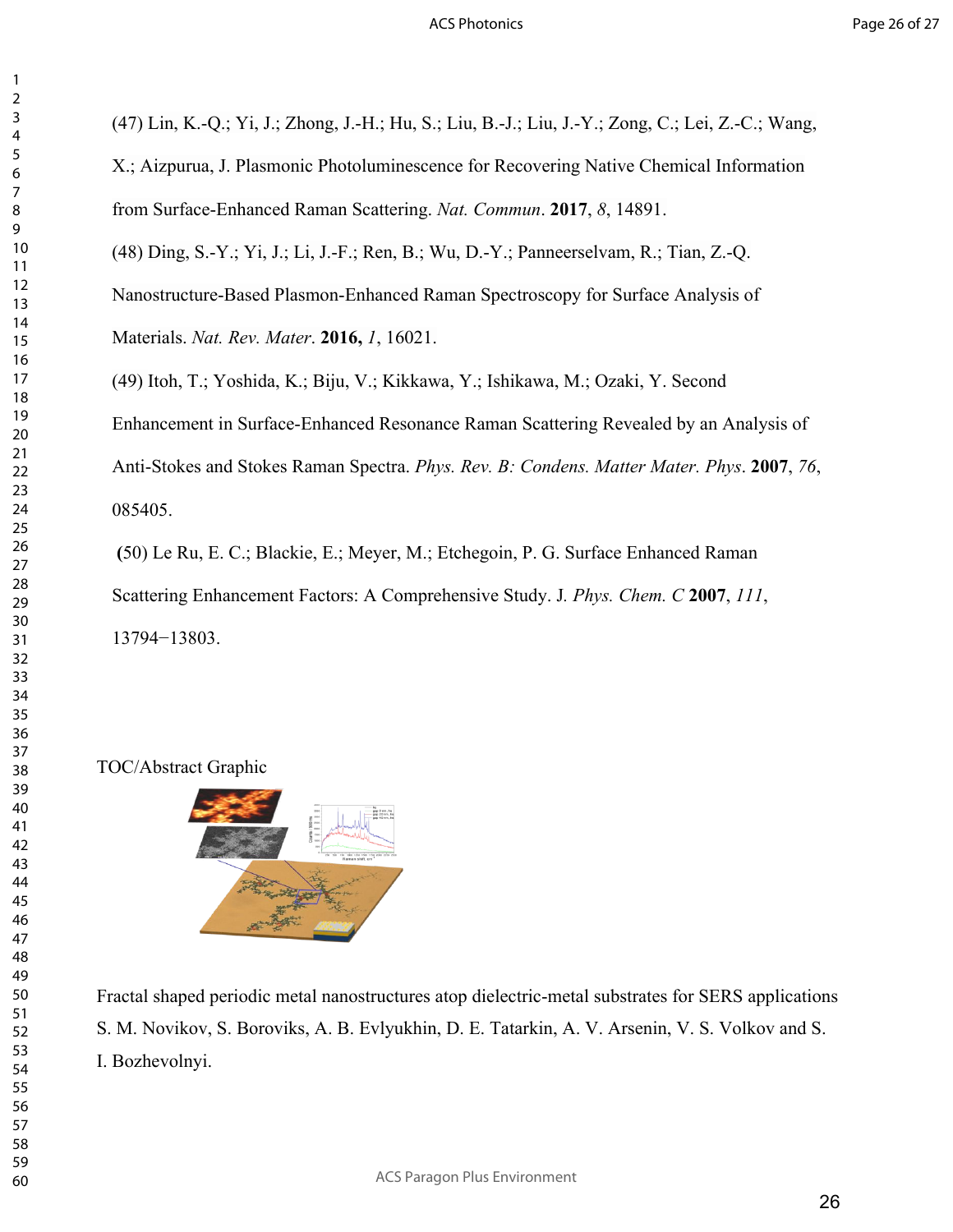(47) Lin, K.-Q.; Yi, J.; Zhong, J.-H.; Hu, S.; Liu, B.-J.; Liu, J.-Y.; Zong, C.; Lei, Z.-C.; Wang, X.; Aizpurua, J. Plasmonic Photoluminescence for Recovering Native Chemical Information from Surface-Enhanced Raman Scattering. *Nat. Commun*. **2017**, *8*, 14891.

(48) Ding, S.-Y.; Yi, J.; Li, J.-F.; Ren, B.; Wu, D.-Y.; Panneerselvam, R.; Tian, Z.-Q. Nanostructure-Based Plasmon-Enhanced Raman Spectroscopy for Surface Analysis of Materials. *Nat. Rev. Mater*. **2016,** *1*, 16021.

(49) Itoh, T.; Yoshida, K.; Biju, V.; Kikkawa, Y.; Ishikawa, M.; Ozaki, Y. Second Enhancement in Surface-Enhanced Resonance Raman Scattering Revealed by an Analysis of Anti-Stokes and Stokes Raman Spectra. *Phys. Rev. B: Condens. Matter Mater. Phys*. **2007**, *76*, 085405.

(50) Le Ru, E. C.; Blackie, E.; Meyer, M.; Etchegoin, P. G. Surface Enhanced Raman Scattering Enhancement Factors: A Comprehensive Study. J. *Phys. Chem. C* **2007**, *111*, 13794−13803.

TOC/Abstract Graphic

Fractal shaped periodic metal nanostructures atop dielectric-metal substrates for SERS applications

S. M. Novikov, S. Boroviks, A. B. Evlyukhin, D. E. Tatarkin, A. V. Arsenin, V. S. Volkov and S. I. Bozhevolnyi.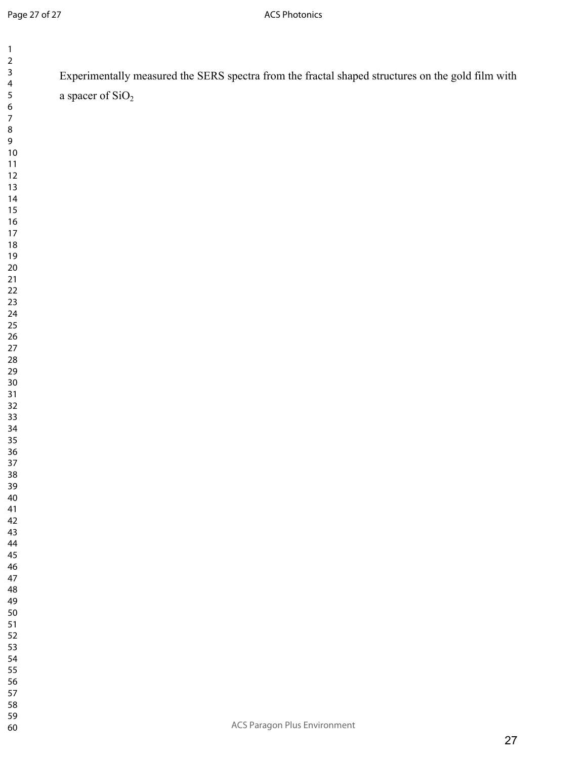Experimentally measured the SERS spectra from the fractal shaped structures on the gold film with a spacer of $SiO_2$